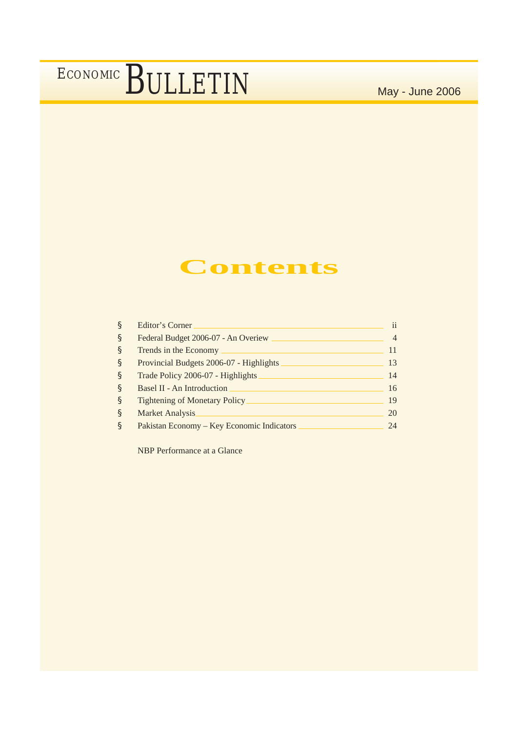# ECONOMIC BULLETIN

May - June 2006

## Contents

- Editor's Corner ii
- Federal Budget 2006-07 - An Overiew 4
- Trends in the Economy 11
- Provincial Budgets 2006-07 - Highlights 13
- Trade Policy 2006-07 - Highlights 14
- Basel II - An Introduction 16
- Tightening of Monetary Policy 19
- Market Analysis 20
- Pakistan Economy – Key Economic Indicators 24

NBP Performance at a Glance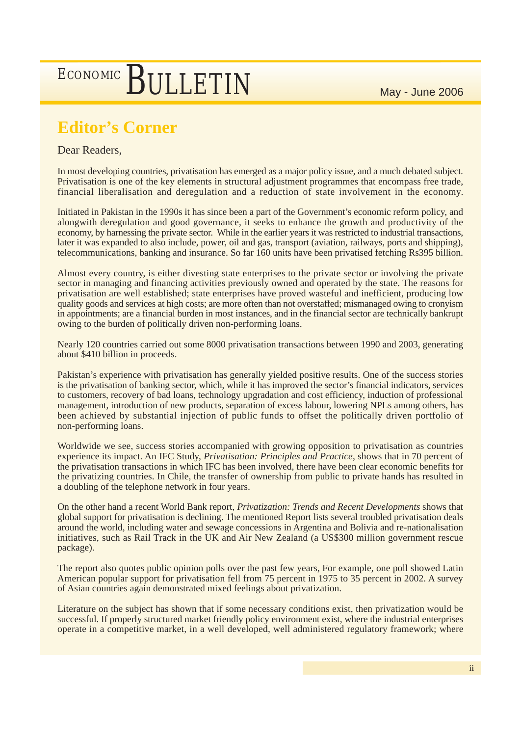## Editor's Corner

Dear Readers,

In most developing countries, privatisation has emerged as a major policy issue, and a much debated subject. Privatisation is one of the key elements in structural adjustment programmes that encompass free trade, financial liberalisation and deregulation and a reduction of state involvement in the economy.

Initiated in Pakistan in the 1990s it has since been a part of the Government's economic reform policy, and alongwith deregulation and good governance, it seeks to enhance the growth and productivity of the economy, by harnessing the private sector. While in the earlier years it was restricted to industrial transactions, later it was expanded to also include, power, oil and gas, transport (aviation, railways, ports and shipping), telecommunications, banking and insurance. So far 160 units have been privatised fetching Rs395 billion.

Almost every country, is either divesting state enterprises to the private sector or involving the private sector in managing and financing activities previously owned and operated by the state. The reasons for privatisation are well established; state enterprises have proved wasteful and inefficient, producing low quality goods and services at high costs; are more often than not overstaffed; mismanaged owing to cronyism in appointments; are a financial burden in most instances, and in the financial sector are technically bankrupt owing to the burden of politically driven non-performing loans.

Nearly 120 countries carried out some 8000 privatisation transactions between 1990 and 2003, generating about $410 billion in proceeds.

Pakistan's experience with privatisation has generally yielded positive results. One of the success stories is the privatisation of banking sector, which, while it has improved the sector's financial indicators, services to customers, recovery of bad loans, technology upgradation and cost efficiency, induction of professional management, introduction of new products, separation of excess labour, lowering NPLs among others, has been achieved by substantial injection of public funds to offset the politically driven portfolio of non-performing loans.

Worldwide we see, success stories accompanied with growing opposition to privatisation as countries experience its impact. An IFC Study, *Privatisation: Principles and Practice*, shows that in 70 percent of the privatisation transactions in which IFC has been involved, there have been clear economic benefits for the privatizing countries. In Chile, the transfer of ownership from public to private hands has resulted in a doubling of the telephone network in four years.

On the other hand a recent World Bank report, *Privatization: Trends and Recent Developments* shows that global support for privatisation is declining. The mentioned Report lists several troubled privatisation deals around the world, including water and sewage concessions in Argentina and Bolivia and re-nationalisation initiatives, such as Rail Track in the UK and Air New Zealand (a US$300 million government rescue package).

The report also quotes public opinion polls over the past few years, For example, one poll showed Latin American popular support for privatisation fell from 75 percent in 1975 to 35 percent in 2002. A survey of Asian countries again demonstrated mixed feelings about privatization.

Literature on the subject has shown that if some necessary conditions exist, then privatization would be successful. If properly structured market friendly policy environment exist, where the industrial enterprises operate in a competitive market, in a well developed, well administered regulatory framework; where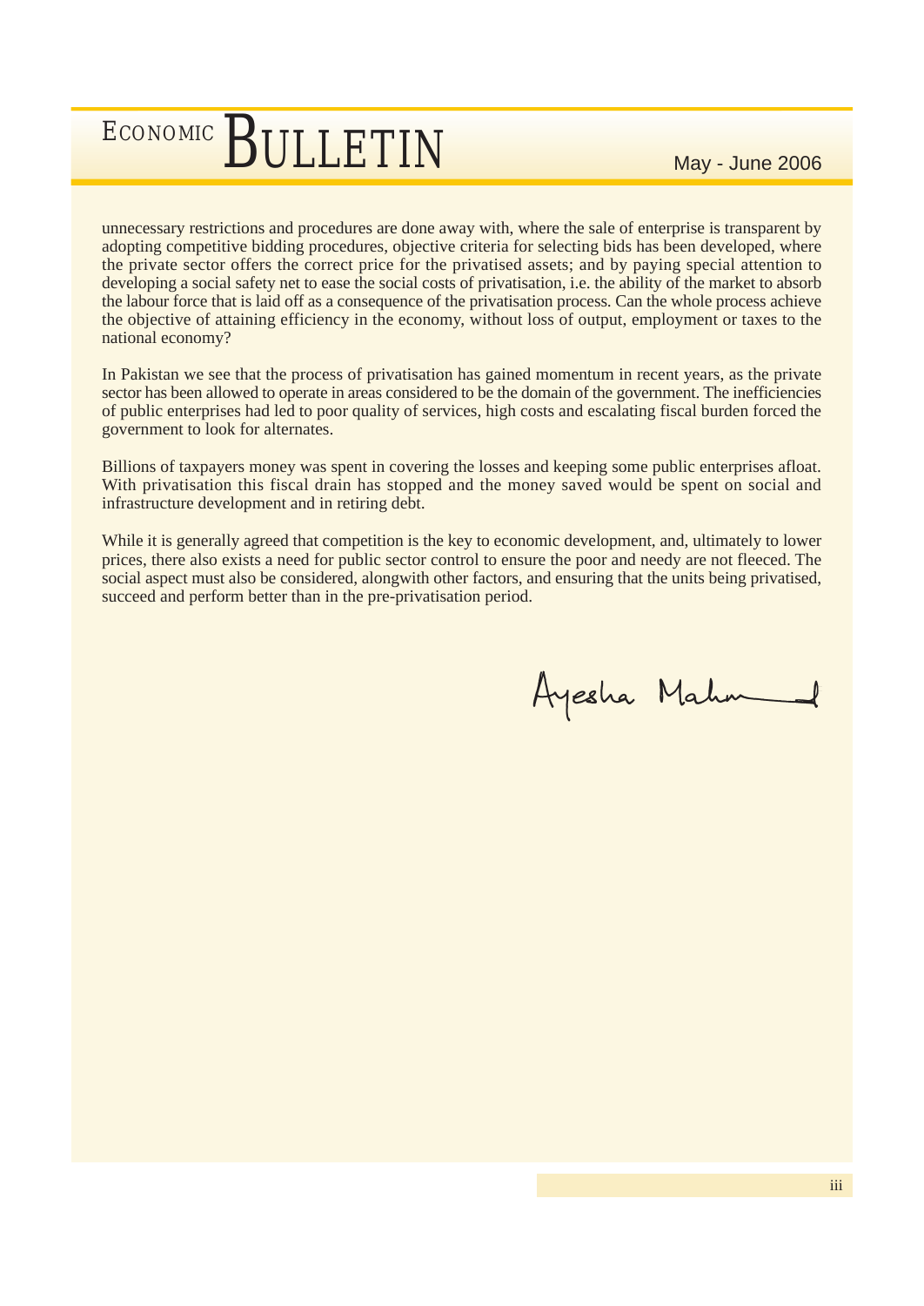unnecessary restrictions and procedures are done away with, where the sale of enterprise is transparent by adopting competitive bidding procedures, objective criteria for selecting bids has been developed, where the private sector offers the correct price for the privatised assets; and by paying special attention to developing a social safety net to ease the social costs of privatisation, i.e. the ability of the market to absorb the labour force that is laid off as a consequence of the privatisation process. Can the whole process achieve the objective of attaining efficiency in the economy, without loss of output, employment or taxes to the national economy?

In Pakistan we see that the process of privatisation has gained momentum in recent years, as the private sector has been allowed to operate in areas considered to be the domain of the government. The inefficiencies of public enterprises had led to poor quality of services, high costs and escalating fiscal burden forced the government to look for alternates.

Billions of taxpayers money was spent in covering the losses and keeping some public enterprises afloat. With privatisation this fiscal drain has stopped and the money saved would be spent on social and infrastructure development and in retiring debt.

While it is generally agreed that competition is the key to economic development, and, ultimately to lower prices, there also exists a need for public sector control to ensure the poor and needy are not fleeced. The social aspect must also be considered, alongwith other factors, and ensuring that the units being privatised, succeed and perform better than in the pre-privatisation period.

Ayesha Mahmood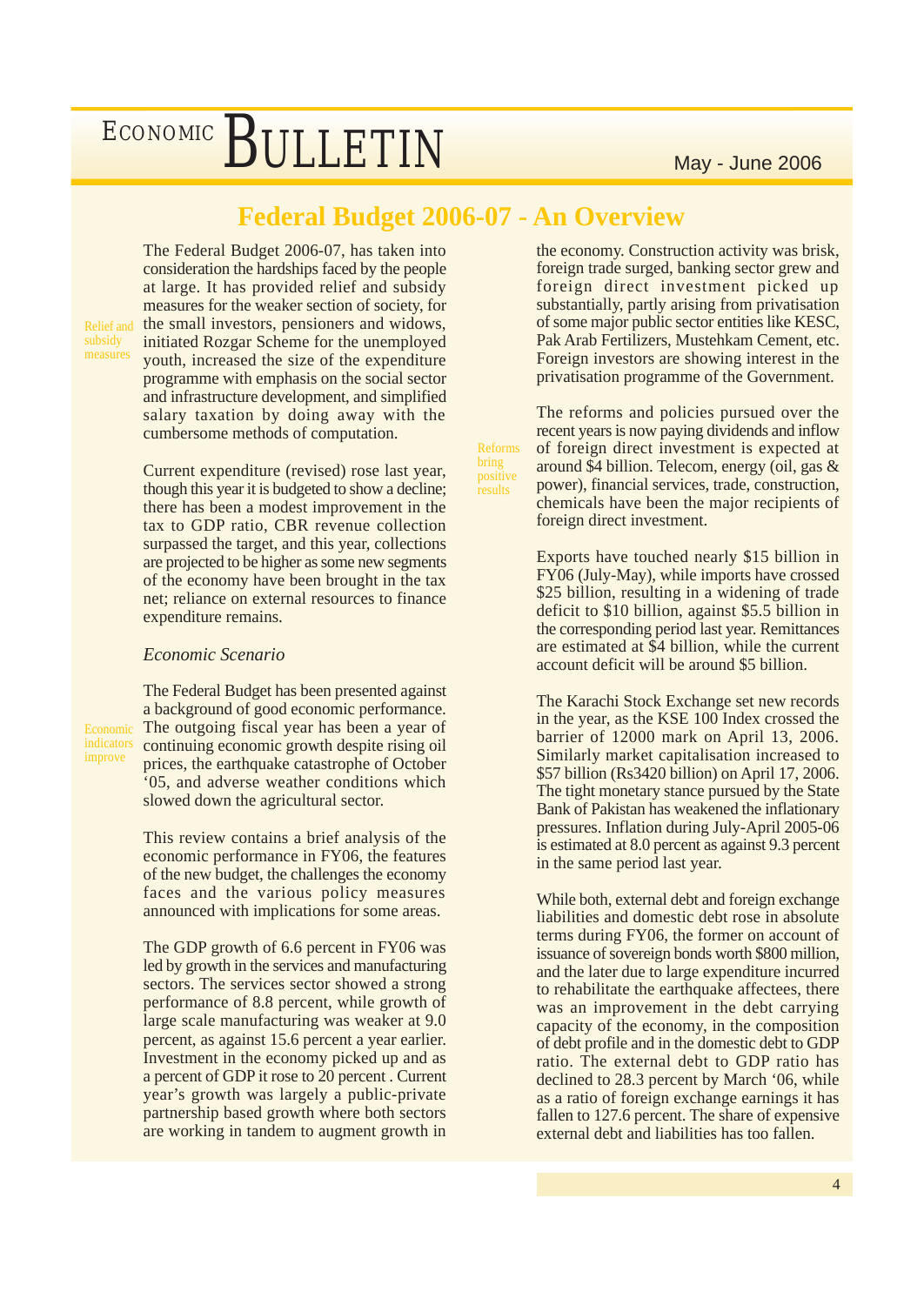# Federal Budget 2006-07 - An Overview

The Federal Budget 2006-07, has taken into consideration the hardships faced by the people at large. It has provided relief and subsidy measures for the weaker section of society, for the small investors, pensioners and widows, initiated Rozgar Scheme for the unemployed youth, increased the size of the expenditure programme with emphasis on the social sector and infrastructure development, and simplified salary taxation by doing away with the cumbersome methods of computation.

Relief and subsidy measures

Current expenditure (revised) rose last year, though this year it is budgeted to show a decline; there has been a modest improvement in the tax to GDP ratio, CBR revenue collection surpassed the target, and this year, collections are projected to be higher as some new segments of the economy have been brought in the tax net; reliance on external resources to finance expenditure remains.

## *Economic Scenario*

The Federal Budget has been presented against a background of good economic performance. The outgoing fiscal year has been a year of continuing economic growth despite rising oil prices, the earthquake catastrophe of October '05, and adverse weather conditions which slowed down the agricultural sector.

Economic indicators improve

This review contains a brief analysis of the economic performance in FY06, the features of the new budget, the challenges the economy faces and the various policy measures announced with implications for some areas.

The GDP growth of 6.6 percent in FY06 was led by growth in the services and manufacturing sectors. The services sector showed a strong performance of 8.8 percent, while growth of large scale manufacturing was weaker at 9.0 percent, as against 15.6 percent a year earlier. Investment in the economy picked up and as a percent of GDP it rose to 20 percent . Current year's growth was largely a public-private partnership based growth where both sectors are working in tandem to augment growth in the economy. Construction activity was brisk, foreign trade surged, banking sector grew and foreign direct investment picked up substantially, partly arising from privatisation of some major public sector entities like KESC, Pak Arab Fertilizers, Mustehkam Cement, etc. Foreign investors are showing interest in the privatisation programme of the Government.

The reforms and policies pursued over the recent years is now paying dividends and inflow of foreign direct investment is expected at around $4 billion. Telecom, energy (oil, gas & power), financial services, trade, construction, chemicals have been the major recipients of foreign direct investment.

Reforms bring positive results

Exports have touched nearly $15 billion in FY06 (July-May), while imports have crossed $25 billion, resulting in a widening of trade deficit to $10 billion, against $5.5 billion in the corresponding period last year. Remittances are estimated at $4 billion, while the current account deficit will be around $5 billion.

The Karachi Stock Exchange set new records in the year, as the KSE 100 Index crossed the barrier of 12000 mark on April 13, 2006. Similarly market capitalisation increased to $57 billion (Rs3420 billion) on April 17, 2006. The tight monetary stance pursued by the State Bank of Pakistan has weakened the inflationary pressures. Inflation during July-April 2005-06 is estimated at 8.0 percent as against 9.3 percent in the same period last year.

While both, external debt and foreign exchange liabilities and domestic debt rose in absolute terms during FY06, the former on account of issuance of sovereign bonds worth $800 million, and the later due to large expenditure incurred to rehabilitate the earthquake affectees, there was an improvement in the debt carrying capacity of the economy, in the composition of debt profile and in the domestic debt to GDP ratio. The external debt to GDP ratio has declined to 28.3 percent by March '06, while as a ratio of foreign exchange earnings it has fallen to 127.6 percent. The share of expensive external debt and liabilities has too fallen.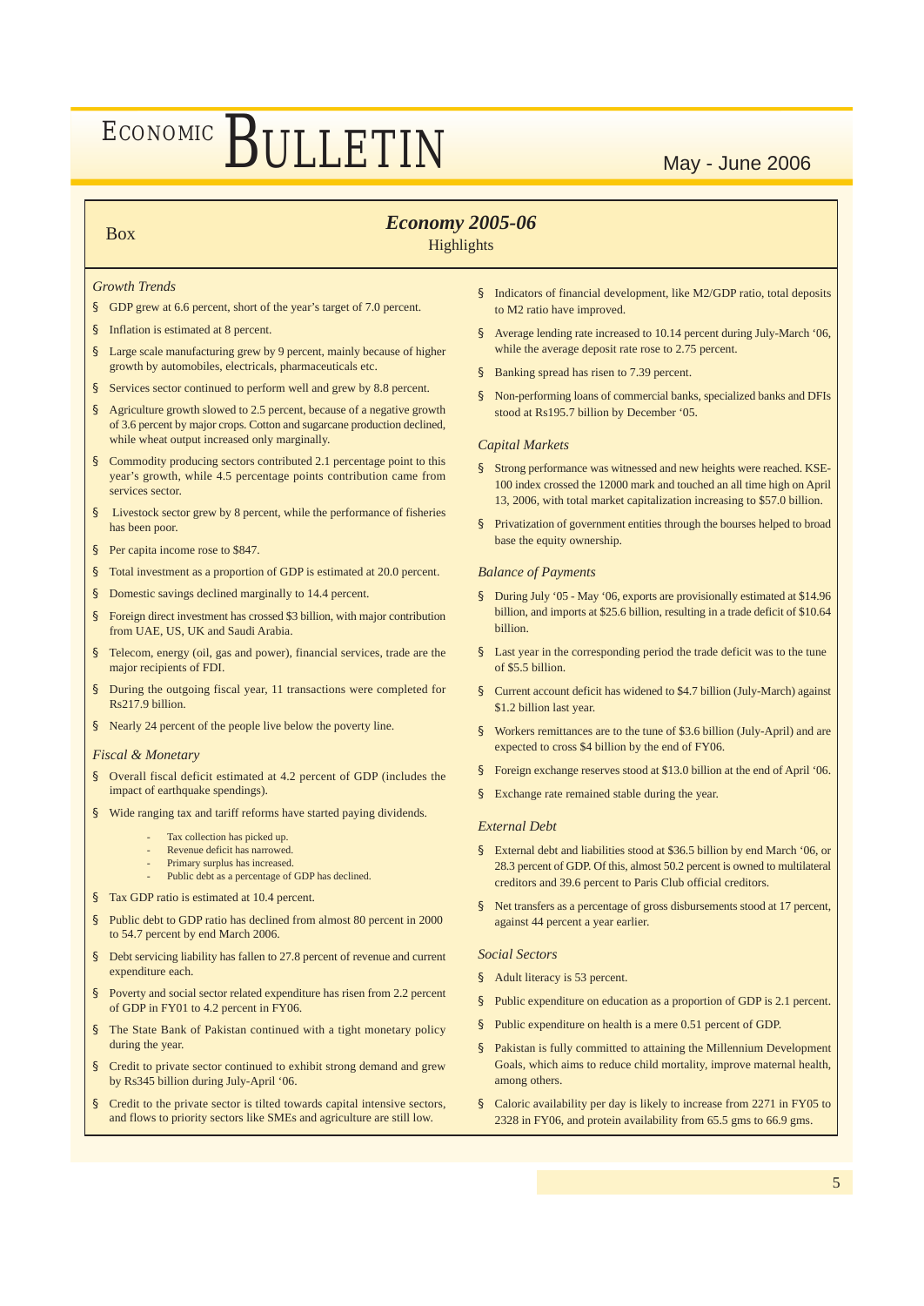Box

## *Economy 2005-06*

Highlights

### *Growth Trends*

- GDP grew at 6.6 percent, short of the year's target of 7.0 percent.
- Inflation is estimated at 8 percent.
- Large scale manufacturing grew by 9 percent, mainly because of higher growth by automobiles, electricals, pharmaceuticals etc.
- Services sector continued to perform well and grew by 8.8 percent.
- Agriculture growth slowed to 2.5 percent, because of a negative growth of 3.6 percent by major crops. Cotton and sugarcane production declined, while wheat output increased only marginally.
- Commodity producing sectors contributed 2.1 percentage point to this year's growth, while 4.5 percentage points contribution came from services sector.
- Livestock sector grew by 8 percent, while the performance of fisheries has been poor.
- Per capita income rose to $847.
- Total investment as a proportion of GDP is estimated at 20.0 percent.
- Domestic savings declined marginally to 14.4 percent.
- Foreign direct investment has crossed $3 billion, with major contribution from UAE, US, UK and Saudi Arabia.
- Telecom, energy (oil, gas and power), financial services, trade are the major recipients of FDI.
- During the outgoing fiscal year, 11 transactions were completed for Rs217.9 billion.
- Nearly 24 percent of the people live below the poverty line.

### *Fiscal & Monetary*

- Overall fiscal deficit estimated at 4.2 percent of GDP (includes the impact of earthquake spendings).
- Wide ranging tax and tariff reforms have started paying dividends.
  - Tax collection has picked up.
  - Revenue deficit has narrowed.
  - Primary surplus has increased.
  - Public debt as a percentage of GDP has declined.
- Tax GDP ratio is estimated at 10.4 percent.
- Public debt to GDP ratio has declined from almost 80 percent in 2000 to 54.7 percent by end March 2006.
- Debt servicing liability has fallen to 27.8 percent of revenue and current expenditure each.
- Poverty and social sector related expenditure has risen from 2.2 percent of GDP in FY01 to 4.2 percent in FY06.
- The State Bank of Pakistan continued with a tight monetary policy during the year.
- Credit to private sector continued to exhibit strong demand and grew by Rs345 billion during July-April '06.
- Credit to the private sector is tilted towards capital intensive sectors, and flows to priority sectors like SMEs and agriculture are still low.
- Indicators of financial development, like M2/GDP ratio, total deposits to M2 ratio have improved.
- Average lending rate increased to 10.14 percent during July-March '06, while the average deposit rate rose to 2.75 percent.
- Banking spread has risen to 7.39 percent.
- Non-performing loans of commercial banks, specialized banks and DFIs stood at Rs195.7 billion by December '05.

### *Capital Markets*

- Strong performance was witnessed and new heights were reached. KSE-100 index crossed the 12000 mark and touched an all time high on April 13, 2006, with total market capitalization increasing to $57.0 billion.
- Privatization of government entities through the bourses helped to broad base the equity ownership.

### *Balance of Payments*

- During July '05 - May '06, exports are provisionally estimated at $14.96 billion, and imports at $25.6 billion, resulting in a trade deficit of $10.64 billion.
- Last year in the corresponding period the trade deficit was to the tune of $5.5 billion.
- Current account deficit has widened to $4.7 billion (July-March) against $1.2 billion last year.
- Workers remittances are to the tune of $3.6 billion (July-April) and are expected to cross $4 billion by the end of FY06.
- Foreign exchange reserves stood at $13.0 billion at the end of April '06.
- Exchange rate remained stable during the year.

### *External Debt*

- External debt and liabilities stood at $36.5 billion by end March '06, or 28.3 percent of GDP. Of this, almost 50.2 percent is owned to multilateral creditors and 39.6 percent to Paris Club official creditors.
- Net transfers as a percentage of gross disbursements stood at 17 percent, against 44 percent a year earlier.

### *Social Sectors*

- Adult literacy is 53 percent.
- Public expenditure on education as a proportion of GDP is 2.1 percent.
- Public expenditure on health is a mere 0.51 percent of GDP.
- Pakistan is fully committed to attaining the Millennium Development Goals, which aims to reduce child mortality, improve maternal health, among others.
- Caloric availability per day is likely to increase from 2271 in FY05 to 2328 in FY06, and protein availability from 65.5 gms to 66.9 gms.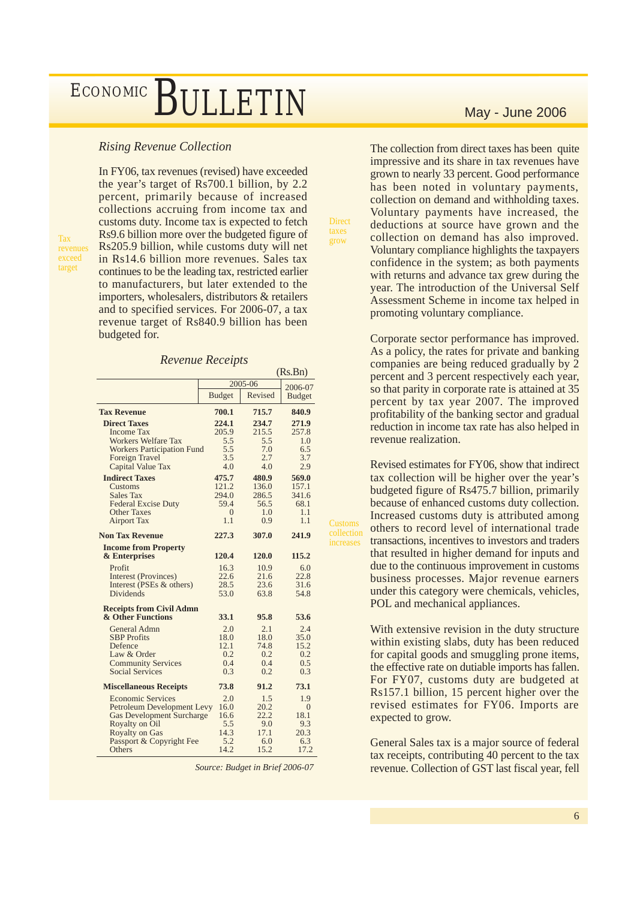## *Rising Revenue Collection*

Tax revenues exceed target

In FY06, tax revenues (revised) have exceeded the year's target of Rs700.1 billion, by 2.2 percent, primarily because of increased collections accruing from income tax and customs duty. Income tax is expected to fetch Rs9.6 billion more over the budgeted figure of Rs205.9 billion, while customs duty will net in Rs14.6 billion more revenues. Sales tax continues to be the leading tax, restricted earlier to manufacturers, but later extended to the importers, wholesalers, distributors & retailers and to specified services. For 2006-07, a tax revenue target of Rs840.9 billion has been budgeted for.

*Revenue Receipts*

(Rs.Bn)

| | 2005-06 | | 2006-07 |
|---|---|---|---|
| | Budget | Revised | Budget |
| **Tax Revenue** | **700.1** | **715.7** | **840.9** |
| **Direct Taxes** | **224.1** | **234.7** | **271.9** |
| Income Tax | 205.9 | 215.5 | 257.8 |
| Workers Welfare Tax | 5.5 | 5.5 | 1.0 |
| Workers Participation Fund | 5.5 | 7.0 | 6.5 |
| Foreign Travel | 3.5 | 2.7 | 3.7 |
| Capital Value Tax | 4.0 | 4.0 | 2.9 |
| **Indirect Taxes** | **475.7** | **480.9** | **569.0** |
| Customs | 121.2 | 136.0 | 157.1 |
| Sales Tax | 294.0 | 286.5 | 341.6 |
| Federal Excise Duty | 59.4 | 56.5 | 68.1 |
| Other Taxes | 0 | 1.0 | 1.1 |
| Airport Tax | 1.1 | 0.9 | 1.1 |
| **Non Tax Revenue** | **227.3** | **307.0** | **241.9** |
| **Income from Property & Enterprises** | **120.4** | **120.0** | **115.2** |
| Profit | 16.3 | 10.9 | 6.0 |
| Interest (Provinces) | 22.6 | 21.6 | 22.8 |
| Interest (PSEs & others) | 28.5 | 23.6 | 31.6 |
| Dividends | 53.0 | 63.8 | 54.8 |
| **Receipts from Civil Admn & Other Functions** | **33.1** | **95.8** | **53.6** |
| General Admn | 2.0 | 2.1 | 2.4 |
| SBP Profits | 18.0 | 18.0 | 35.0 |
| Defence | 12.1 | 74.8 | 15.2 |
| Law & Order | 0.2 | 0.2 | 0.2 |
| Community Services | 0.4 | 0.4 | 0.5 |
| Social Services | 0.3 | 0.2 | 0.3 |
| **Miscellaneous Receipts** | **73.8** | **91.2** | **73.1** |
| Economic Services | 2.0 | 1.5 | 1.9 |
| Petroleum Development Levy | 16.0 | 20.2 | 0 |
| Gas Development Surcharge | 16.6 | 22.2 | 18.1 |
| Royalty on Oil | 5.5 | 9.0 | 9.3 |
| Royalty on Gas | 14.3 | 17.1 | 20.3 |
| Passport & Copyright Fee | 5.2 | 6.0 | 6.3 |
| Others | 14.2 | 15.2 | 17.2 |

*Source: Budget in Brief 2006-07*

Direct taxes grow

The collection from direct taxes has been quite impressive and its share in tax revenues have grown to nearly 33 percent. Good performance has been noted in voluntary payments, collection on demand and withholding taxes. Voluntary payments have increased, the deductions at source have grown and the collection on demand has also improved. Voluntary compliance highlights the taxpayers confidence in the system; as both payments with returns and advance tax grew during the year. The introduction of the Universal Self Assessment Scheme in income tax helped in promoting voluntary compliance.

Corporate sector performance has improved. As a policy, the rates for private and banking companies are being reduced gradually by 2 percent and 3 percent respectively each year, so that parity in corporate rate is attained at 35 percent by tax year 2007. The improved profitability of the banking sector and gradual reduction in income tax rate has also helped in revenue realization.

Customs collection increases

Revised estimates for FY06, show that indirect tax collection will be higher over the year's budgeted figure of Rs475.7 billion, primarily because of enhanced customs duty collection. Increased customs duty is attributed among others to record level of international trade transactions, incentives to investors and traders that resulted in higher demand for inputs and due to the continuous improvement in customs business processes. Major revenue earners under this category were chemicals, vehicles, POL and mechanical appliances.

With extensive revision in the duty structure within existing slabs, duty has been reduced for capital goods and smuggling prone items, the effective rate on dutiable imports has fallen. For FY07, customs duty are budgeted at Rs157.1 billion, 15 percent higher over the revised estimates for FY06. Imports are expected to grow.

General Sales tax is a major source of federal tax receipts, contributing 40 percent to the tax revenue. Collection of GST last fiscal year, fell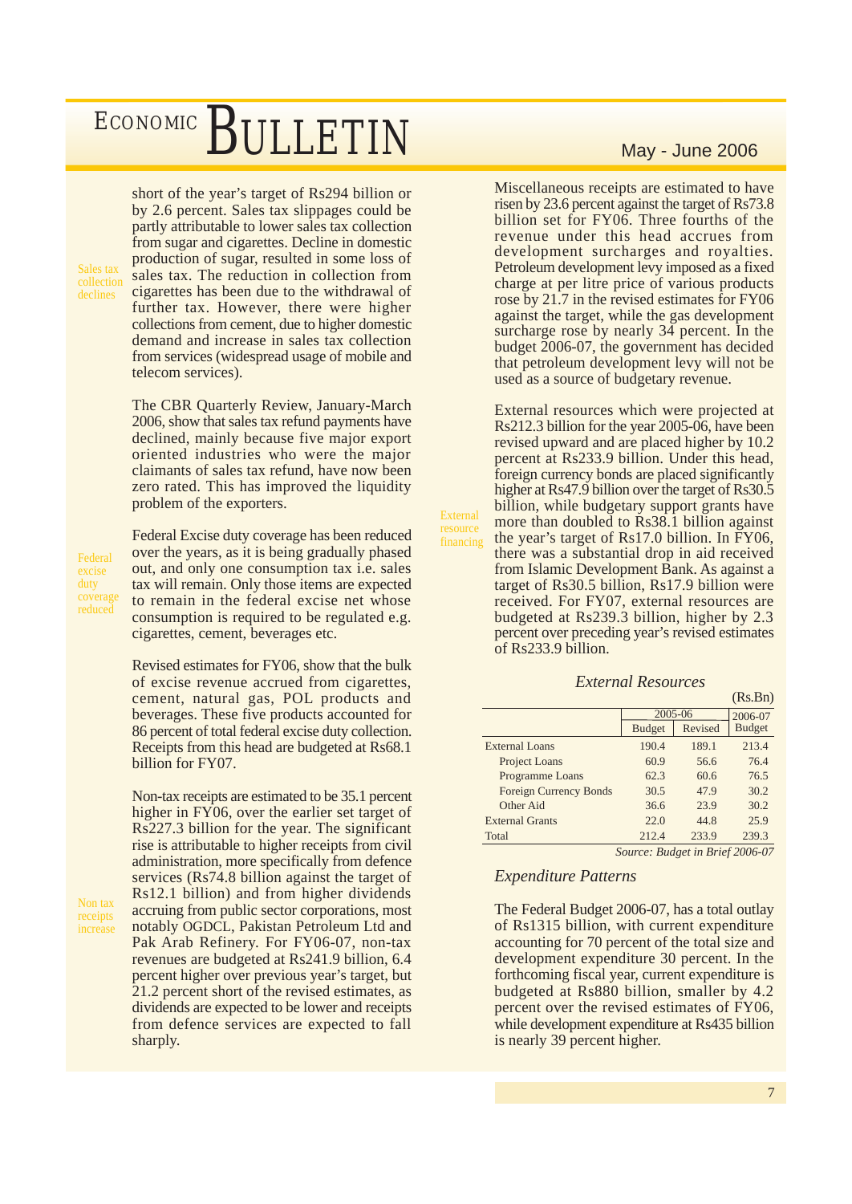short of the year's target of Rs294 billion or by 2.6 percent. Sales tax slippages could be partly attributable to lower sales tax collection from sugar and cigarettes. Decline in domestic production of sugar, resulted in some loss of sales tax. The reduction in collection from cigarettes has been due to the withdrawal of further tax. However, there were higher collections from cement, due to higher domestic demand and increase in sales tax collection from services (widespread usage of mobile and telecom services).

Sales tax collection declines

The CBR Quarterly Review, January-March 2006, show that sales tax refund payments have declined, mainly because five major export oriented industries who were the major claimants of sales tax refund, have now been zero rated. This has improved the liquidity problem of the exporters.

Federal excise duty coverage reduced

Federal Excise duty coverage has been reduced over the years, as it is being gradually phased out, and only one consumption tax i.e. sales tax will remain. Only those items are expected to remain in the federal excise net whose consumption is required to be regulated e.g. cigarettes, cement, beverages etc.

Revised estimates for FY06, show that the bulk of excise revenue accrued from cigarettes, cement, natural gas, POL products and beverages. These five products accounted for 86 percent of total federal excise duty collection. Receipts from this head are budgeted at Rs68.1 billion for FY07.

Non tax receipts increase

Non-tax receipts are estimated to be 35.1 percent higher in FY06, over the earlier set target of Rs227.3 billion for the year. The significant rise is attributable to higher receipts from civil administration, more specifically from defence services (Rs74.8 billion against the target of Rs12.1 billion) and from higher dividends accruing from public sector corporations, most notably OGDCL, Pakistan Petroleum Ltd and Pak Arab Refinery. For FY06-07, non-tax revenues are budgeted at Rs241.9 billion, 6.4 percent higher over previous year's target, but 21.2 percent short of the revised estimates, as dividends are expected to be lower and receipts from defence services are expected to fall sharply.

Miscellaneous receipts are estimated to have risen by 23.6 percent against the target of Rs73.8 billion set for FY06. Three fourths of the revenue under this head accrues from development surcharges and royalties. Petroleum development levy imposed as a fixed charge at per litre price of various products rose by 21.7 in the revised estimates for FY06 against the target, while the gas development surcharge rose by nearly 34 percent. In the budget 2006-07, the government has decided that petroleum development levy will not be used as a source of budgetary revenue.

External resource financing

External resources which were projected at Rs212.3 billion for the year 2005-06, have been revised upward and are placed higher by 10.2 percent at Rs233.9 billion. Under this head, foreign currency bonds are placed significantly higher at Rs47.9 billion over the target of Rs30.5 billion, while budgetary support grants have more than doubled to Rs38.1 billion against the year's target of Rs17.0 billion. In FY06, there was a substantial drop in aid received from Islamic Development Bank. As against a target of Rs30.5 billion, Rs17.9 billion were received. For FY07, external resources are budgeted at Rs239.3 billion, higher by 2.3 percent over preceding year's revised estimates of Rs233.9 billion.

*External Resources*

(Rs.Bn)

| | 2005-06 | | 2006-07 |
|---|---|---|---|
| | Budget | Revised | Budget |
| External Loans | 190.4 | 189.1 | 213.4 |
| Project Loans | 60.9 | 56.6 | 76.4 |
| Programme Loans | 62.3 | 60.6 | 76.5 |
| Foreign Currency Bonds | 30.5 | 47.9 | 30.2 |
| Other Aid | 36.6 | 23.9 | 30.2 |
| External Grants | 22.0 | 44.8 | 25.9 |
| Total | 212.4 | 233.9 | 239.3 |

*Source: Budget in Brief 2006-07*

## *Expenditure Patterns*

The Federal Budget 2006-07, has a total outlay of Rs1315 billion, with current expenditure accounting for 70 percent of the total size and development expenditure 30 percent. In the forthcoming fiscal year, current expenditure is budgeted at Rs880 billion, smaller by 4.2 percent over the revised estimates of FY06, while development expenditure at Rs435 billion is nearly 39 percent higher.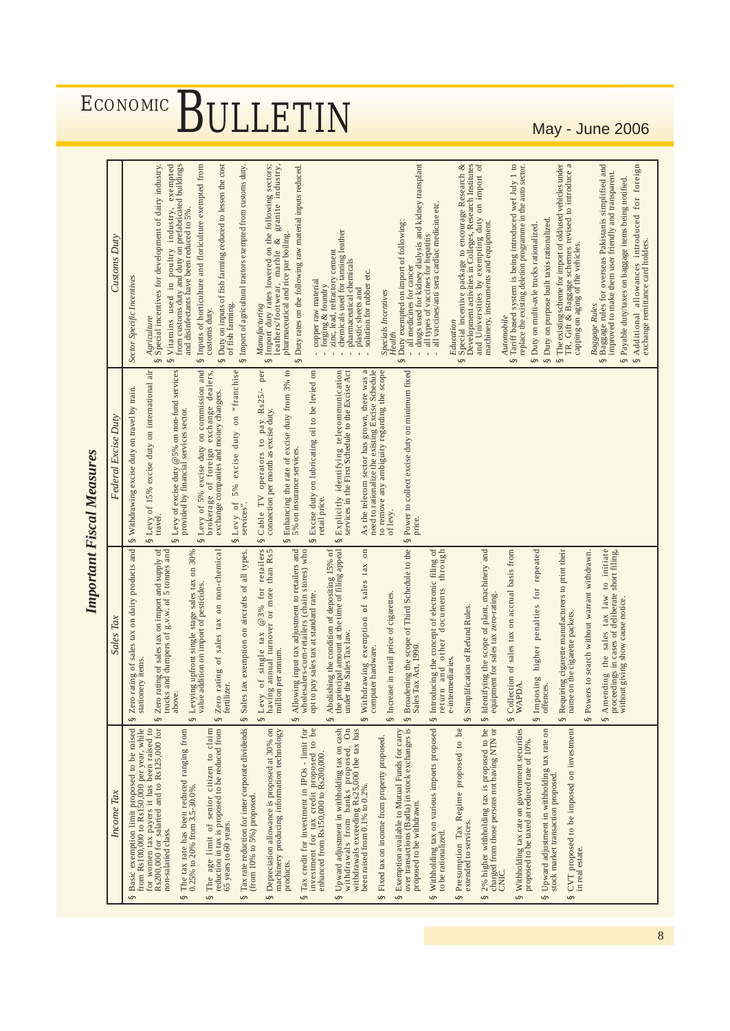# Important Fiscal Measures

## Income Tax

- Basic exemption limit proposed to be raised from Rs100,000 to Rs150,000 per year, while for women tax payers it has been raised to Rs200,000 for salaried and to Rs125,000 for non-salaried class.
- The tax rate has been reduced ranging from 0.25% to 20% from 3.5-30.0%.
- The age limit of senior citizen to claim reduction in tax is proposed to be reduced from 65 years to 60 years.
- Tax rate reduction for inter corporate dividends (from 10% to 5%) proposed.
- Depreciation allowance is proposed at 30% on machinery producing information technology products.
- Tax credit for investment in IPOs - limit for investment for tax credit proposed to be enhanced from Rs150,000 to Rs200,000.
- Upward adjustment in withholding tax on cash withdrawals from banks proposed. On withdrawals exceeding Rs25,000 the tax has been raised from 0.1% to 0.2%.
- Fixed tax on income from property proposed.
- Exemption available to Mutual Funds for carry over transactions (Badla) in stock exchanges is proposed to be withdrawn.
- Withholding tax on various imports proposed to be rationalized.
- Presumption Tax Regime proposed to be extended to services.
- 2% higher withholding tax is proposed to be charged from those persons not having NTN or CNIC.
- Withholding tax rate on government securities proposed to be taxed at reduced rate of 10%.
- Upward adjustment in withholding tax rate on stock market transaction proposed.
- CVT proposed to be imposed on investment in real estate.

## Sales Tax

- Zero rating of sales tax on dairy products and stationery items.
- Zero rating of sales tax on import and supply of trucks and dumpers of g.v.w. of 5 tonnes and above.
- Levying upfront single stage sales tax on 30% value addition on import of pesticides.
- Zero rating of sales tax on non-chemical fertilizer.
- Sales tax exemption on aircrafts of all types.
- Levy of single tax @3% for retailers having annual turnover of more than Rs5 million per annum.
- Allowing input tax adjustment to retailers and wholesalers-cum-retailers (chain stores) who opt to pay sales tax at standard rate.
- Abolishing the condition of depositing 15% of the principal amount at the time of filing appeal under the Sales Tax law.
- Withdrawing exemption of sales tax on computer hardware.
- Increase in retail price of cigarettes.
- Broadening the scope of Third Schedule to the Sales Tax Act, 1990.
- Introducing the concept of electronic filing of return and other documents through e-intermediaries.
- Simplification of Refund Rules.
- Identifying the scope of plant, machinery and equipment for sales tax zero-rating.
- Collection of sales tax on accrual basis from WAPDA.
- Imposing higher penalties for repeated offences.
- Requiring cigarette manufacturers to print their name on the cigarette packets.
- Powers to search without warrant withdrawn.
- Amending the sales tax law to initiate proceedings in cases of deliberate short filing, without giving show cause notice.

## Federal Excise Duty

- Withdrawing excise duty on travel by train.
- Levy of 15% excise duty on international air travel.
- Levy of excise duty @5% on non-fund services provided by financial services sector.
- Levy of 5% excise duty on commission and brokerage of foreign exchange dealers, exchange companies and money changers.
- Levy of 5% excise duty on "franchise services".
- Cable TV operators to pay Rs25/- per connection per month as excise duty.
- Enhancing the rate of excise duty from 3% to 5% on insurance services.
- Excise duty on lubricating oil to be levied on retail price.
- Explicitly identifying telecommunication services in the First Schedule to the Excise Act

  As the telecom sector has grown, there was a need to rationalize the existing Excise Schedule to remove any ambiguity regarding the scope of levy.
- Power to collect excise duty on minimum fixed price.

## Customs Duty

*Sector Specific Incentives*

*Agriculture*

- Special incentives for development of dairy industry.
- Vitamins used in poultry industry, exempted from customs duty and duty on prefabricated buildings and disinfectants have been reduced to 5%.
- Inputs of horticulture and floriculture exempted from customs duty.
- Duty on inputs of fish farming reduced to lessen the cost of fish farming.
- Import of agricultural tractors exempted from customs duty.

*Manufacturing*

- Import duty rates lowered on the following sectors; leathers/footwear, marble & granite industry, pharmaceutical and rice par boiling.
- Duty rates on the following raw material inputs reduced.
  - copper raw material
  - forging & foundry
  - zinc, lead, refractory cement
  - chemicals used for tanning leather
  - pharmaceutical chemicals
  - plastic sheets and
  - solution for rubber etc.

*Specials Incentives*

*Health*

- Duty exempted on import of following:
  - all medicines for cancer
  - drugs used for kidney dialysis and kidney transplant
  - all types of vaccines for hepatitis
  - all vaccines/anti sera cardiac medicine etc.

*Education*

- Special incentive package to encourage Research & Development activities in Colleges, Research Institutes and Universities by exempting duty on import of machinery, instruments and equipment.

*Automobile*

- Tariff based system is being introduced wef July 1 to replace the existing deletion programme in the auto sector.
- Duty on multi-axle trucks rationalized.
- Duty on purpose built taxis rationalized.
- The existing scheme for import of old/used vehicles under TR, Gift & Baggage schemes revised to introduce a capping on aging of the vehicles.

*Baggage Rules*

- Baggage rules for overseas Pakistanis simplified and improved to make them user friendly and transparent.
- Payable duty/taxes on baggage items being notified.
- Additional allowances introduced for foreign exchange remittance card holders.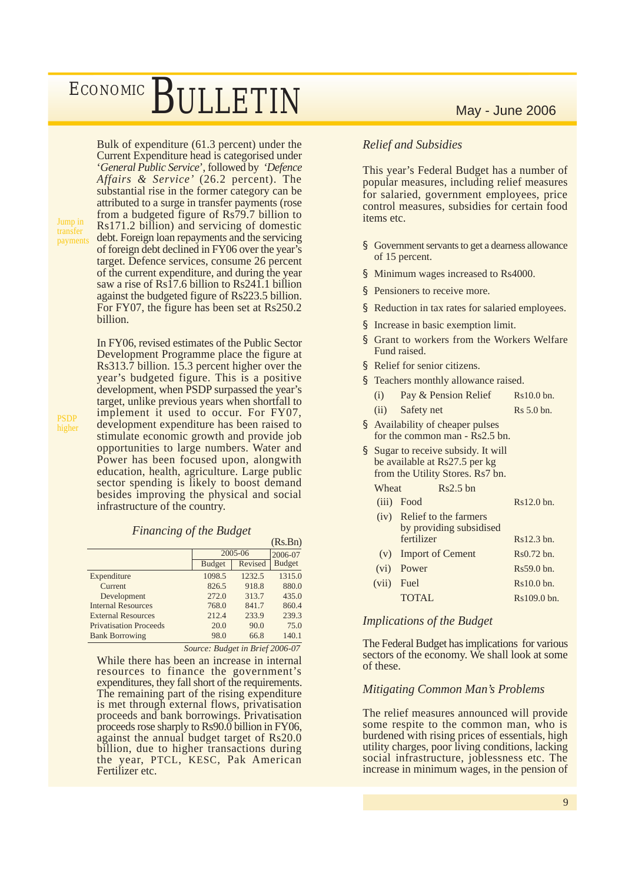Bulk of expenditure (61.3 percent) under the Current Expenditure head is categorised under '*General Public Service*', followed by '*Defence Affairs & Service*' (26.2 percent). The substantial rise in the former category can be attributed to a surge in transfer payments (rose from a budgeted figure of Rs79.7 billion to Rs171.2 billion) and servicing of domestic debt. Foreign loan repayments and the servicing of foreign debt declined in FY06 over the year's target. Defence services, consume 26 percent of the current expenditure, and during the year saw a rise of Rs17.6 billion to Rs241.1 billion against the budgeted figure of Rs223.5 billion. For FY07, the figure has been set at Rs250.2 billion.

Jump in transfer payments

In FY06, revised estimates of the Public Sector Development Programme place the figure at Rs313.7 billion. 15.3 percent higher over the year's budgeted figure. This is a positive development, when PSDP surpassed the year's target, unlike previous years when shortfall to implement it used to occur. For FY07, development expenditure has been raised to stimulate economic growth and provide job opportunities to large numbers. Water and Power has been focused upon, alongwith education, health, agriculture. Large public sector spending is likely to boost demand besides improving the physical and social infrastructure of the country.

PSDP higher

*Financing of the Budget*

(Rs.Bn)

| | 2005-06 | | 2006-07 |
|---|---|---|---|
| | Budget | Revised | Budget |
| Expenditure | 1098.5 | 1232.5 | 1315.0 |
| Current | 826.5 | 918.8 | 880.0 |
| Development | 272.0 | 313.7 | 435.0 |
| Internal Resources | 768.0 | 841.7 | 860.4 |
| External Resources | 212.4 | 233.9 | 239.3 |
| Privatisation Proceeds | 20.0 | 90.0 | 75.0 |
| Bank Borrowing | 98.0 | 66.8 | 140.1 |

*Source: Budget in Brief 2006-07*

While there has been an increase in internal resources to finance the government's expenditures, they fall short of the requirements. The remaining part of the rising expenditure is met through external flows, privatisation proceeds and bank borrowings. Privatisation proceeds rose sharply to Rs90.0 billion in FY06, against the annual budget target of Rs20.0 billion, due to higher transactions during the year, PTCL, KESC, Pak American Fertilizer etc.

*Relief and Subsidies*

This year's Federal Budget has a number of popular measures, including relief measures for salaried, government employees, price control measures, subsidies for certain food items etc.

- Government servants to get a dearness allowance of 15 percent.
- Minimum wages increased to Rs4000.
- Pensioners to receive more.
- Reduction in tax rates for salaried employees.
- Increase in basic exemption limit.
- Grant to workers from the Workers Welfare Fund raised.
- Relief for senior citizens.
- Teachers monthly allowance raised.

| | | |
|---|---|---|
| (i) | Pay & Pension Relief | Rs10.0 bn. |
| (ii) | Safety net | Rs 5.0 bn. |

- Availability of cheaper pulses for the common man - Rs2.5 bn.
- Sugar to receive subsidy. It will be available at Rs27.5 per kg from the Utility Stores. Rs7 bn.

Wheat Rs2.5 bn

| | | |
|---|---|---|
| (iii) | Food | Rs12.0 bn. |
| (iv) | Relief to the farmers by providing subsidised fertilizer | Rs12.3 bn. |
| (v) | Import of Cement | Rs0.72 bn. |
| (vi) | Power | Rs59.0 bn. |
| (vii) | Fuel | Rs10.0 bn. |
| | TOTAL | Rs109.0 bn. |

*Implications of the Budget*

The Federal Budget has implications for various sectors of the economy. We shall look at some of these.

*Mitigating Common Man's Problems*

The relief measures announced will provide some respite to the common man, who is burdened with rising prices of essentials, high utility charges, poor living conditions, lacking social infrastructure, joblessness etc. The increase in minimum wages, in the pension of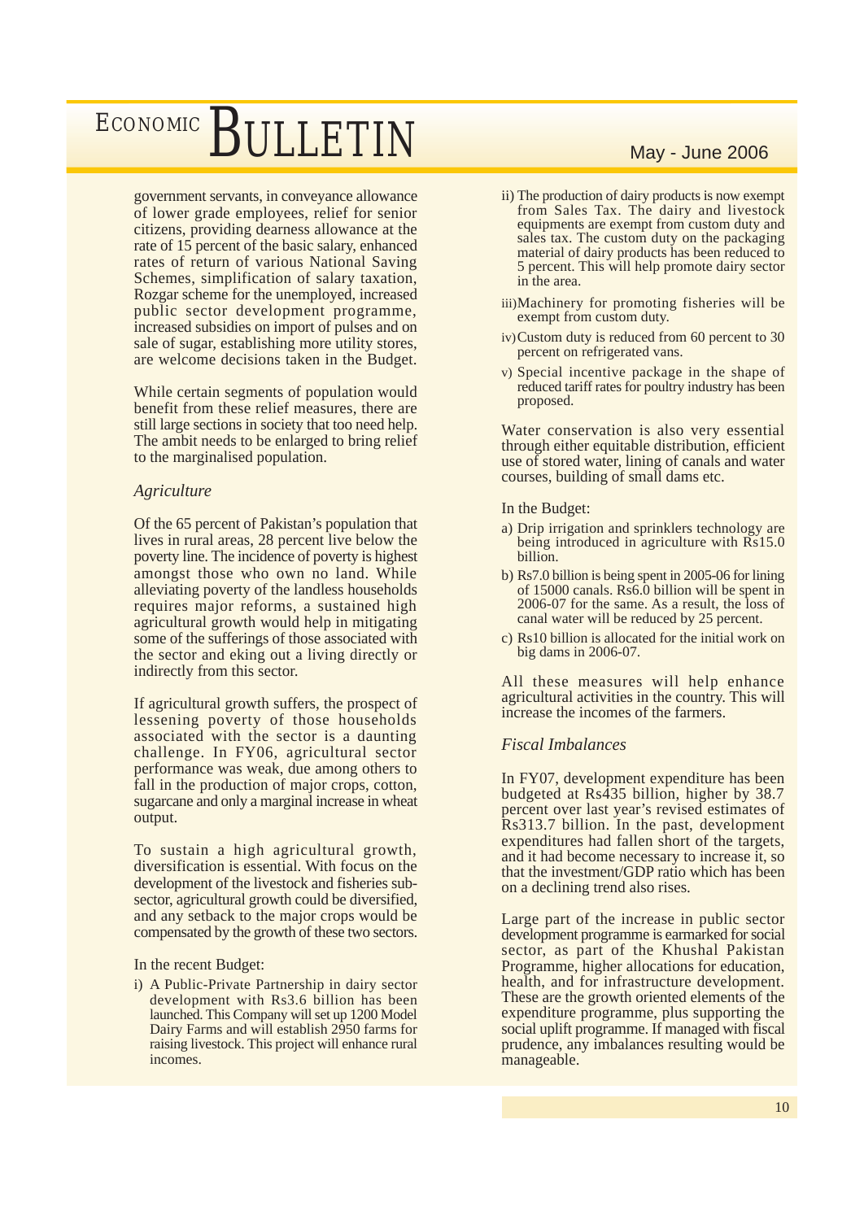government servants, in conveyance allowance of lower grade employees, relief for senior citizens, providing dearness allowance at the rate of 15 percent of the basic salary, enhanced rates of return of various National Saving Schemes, simplification of salary taxation, Rozgar scheme for the unemployed, increased public sector development programme, increased subsidies on import of pulses and on sale of sugar, establishing more utility stores, are welcome decisions taken in the Budget.

While certain segments of population would benefit from these relief measures, there are still large sections in society that too need help. The ambit needs to be enlarged to bring relief to the marginalised population.

*Agriculture*

Of the 65 percent of Pakistan's population that lives in rural areas, 28 percent live below the poverty line. The incidence of poverty is highest amongst those who own no land. While alleviating poverty of the landless households requires major reforms, a sustained high agricultural growth would help in mitigating some of the sufferings of those associated with the sector and eking out a living directly or indirectly from this sector.

If agricultural growth suffers, the prospect of lessening poverty of those households associated with the sector is a daunting challenge. In FY06, agricultural sector performance was weak, due among others to fall in the production of major crops, cotton, sugarcane and only a marginal increase in wheat output.

To sustain a high agricultural growth, diversification is essential. With focus on the development of the livestock and fisheries sub-sector, agricultural growth could be diversified, and any setback to the major crops would be compensated by the growth of these two sectors.

In the recent Budget:

i) A Public-Private Partnership in dairy sector development with Rs3.6 billion has been launched. This Company will set up 1200 Model Dairy Farms and will establish 2950 farms for raising livestock. This project will enhance rural incomes.

ii) The production of dairy products is now exempt from Sales Tax. The dairy and livestock equipments are exempt from custom duty and sales tax. The custom duty on the packaging material of dairy products has been reduced to 5 percent. This will help promote dairy sector in the area.

iii) Machinery for promoting fisheries will be exempt from custom duty.

iv) Custom duty is reduced from 60 percent to 30 percent on refrigerated vans.

v) Special incentive package in the shape of reduced tariff rates for poultry industry has been proposed.

Water conservation is also very essential through either equitable distribution, efficient use of stored water, lining of canals and water courses, building of small dams etc.

In the Budget:

a) Drip irrigation and sprinklers technology are being introduced in agriculture with Rs15.0 billion.

b) Rs7.0 billion is being spent in 2005-06 for lining of 15000 canals. Rs6.0 billion will be spent in 2006-07 for the same. As a result, the loss of canal water will be reduced by 25 percent.

c) Rs10 billion is allocated for the initial work on big dams in 2006-07.

All these measures will help enhance agricultural activities in the country. This will increase the incomes of the farmers.

*Fiscal Imbalances*

In FY07, development expenditure has been budgeted at Rs435 billion, higher by 38.7 percent over last year's revised estimates of Rs313.7 billion. In the past, development expenditures had fallen short of the targets, and it had become necessary to increase it, so that the investment/GDP ratio which has been on a declining trend also rises.

Large part of the increase in public sector development programme is earmarked for social sector, as part of the Khushal Pakistan Programme, higher allocations for education, health, and for infrastructure development. These are the growth oriented elements of the expenditure programme, plus supporting the social uplift programme. If managed with fiscal prudence, any imbalances resulting would be manageable.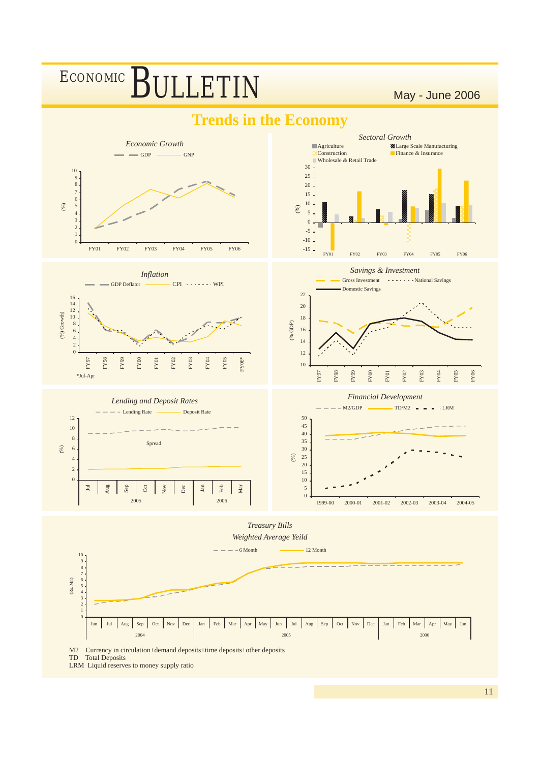# Trends in the Economy

*Economic Growth*

GDP — GNP

*Sectoral Growth*

Agriculture; Large Scale Manufacturing; Construction; Finance & Insurance; Wholesale & Retail Trade

*Inflation*

GDP Deflator — CPI — WPI

*Jul-Apr

*Savings & Investment*

Gross Investment — National Savings — Domestic Savings

*Lending and Deposit Rates*

Lending Rate — Deposit Rate

Spread

*Financial Development*

M2/GDP — TD/M2 — LRM

*Treasury Bills*

*Weighted Average Yeild*

6 Month — 12 Month

M2 Currency in circulation+demand deposits+time deposits+other deposits

TD Total Deposits

LRM Liquid reserves to money supply ratio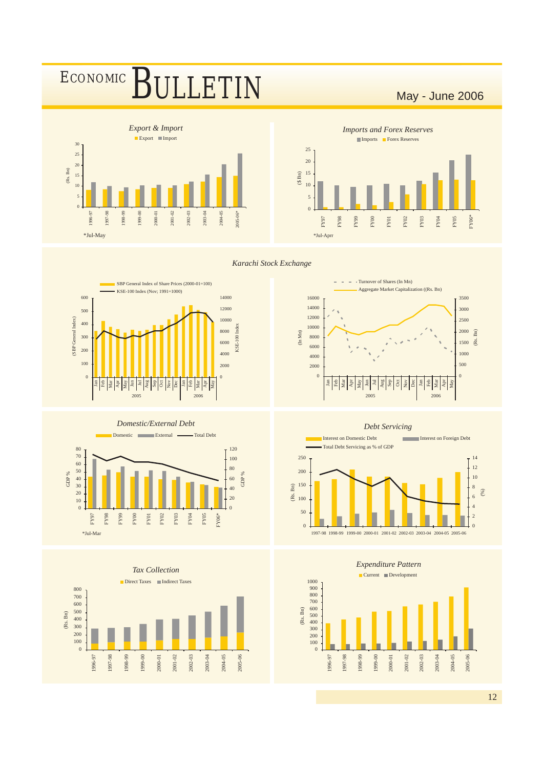### Export & Import

Export ■ Import

(Rs. Bn)

1996-97, 1997-98, 1998-99, 1999-00, 2000-01, 2001-02, 2002-03, 2003-04, 2004-05, 2005-06*

*Jul-May

### Imports and Forex Reserves

Imports ■ Forex Reserves

($ Bn)

FY97, FY98, FY99, FY00, FY01, FY02, FY03, FY04, FY05, FY06*

*Jul-Aprr

## Karachi Stock Exchange

SBP General Index of Share Prices (2000-01=100)

KSE-100 Index (Nov; 1991=1000)

(SBP General Index) / KSE-100 Index

Jan Feb Mar Apr May Jun Jul Aug Sep Oct Nov Dec Jan Feb Mar Apr May

2005 / 2006

Turnover of Shares (In Mn)

Aggregate Market Capitalization ((Rs. Bn)

(In Mn) / (Rs. Bn)

Jan Feb Mar Apr May Jun Jul Aug Sep Oct Nov Dec Jan Feb Mar Apr May

2005 / 2006

### Domestic/External Debt

Domestic ■ External — Total Debt

GDP %

FY97, FY98, FY99, FY00, FY01, FY02, FY03, FY04, FY05, FY06*

*Jul-Mar

### Debt Servicing

Interest on Domestic Debt ■ Interest on Foreign Debt

Total Debt Servicing as % of GDP

(Rs. Bn) / (%)

1997-98 1998-99 1999-00 2000-01 2001-02 2002-03 2003-04 2004-05 2005-06

### Tax Collection

Direct Taxes ■ Indirect Taxes

(Rs. Bn)

1996-97, 1997-98, 1998-99, 1999-00, 2000-01, 2001-02, 2002-03, 2003-04, 2004-05, 2005-06

### Expenditure Pattern

Current ■ Development

(Rs. Bn)

1996-97, 1997-98, 1998-99, 1999-00, 2000-01, 2001-02, 2002-03, 2003-04, 2004-05, 2005-06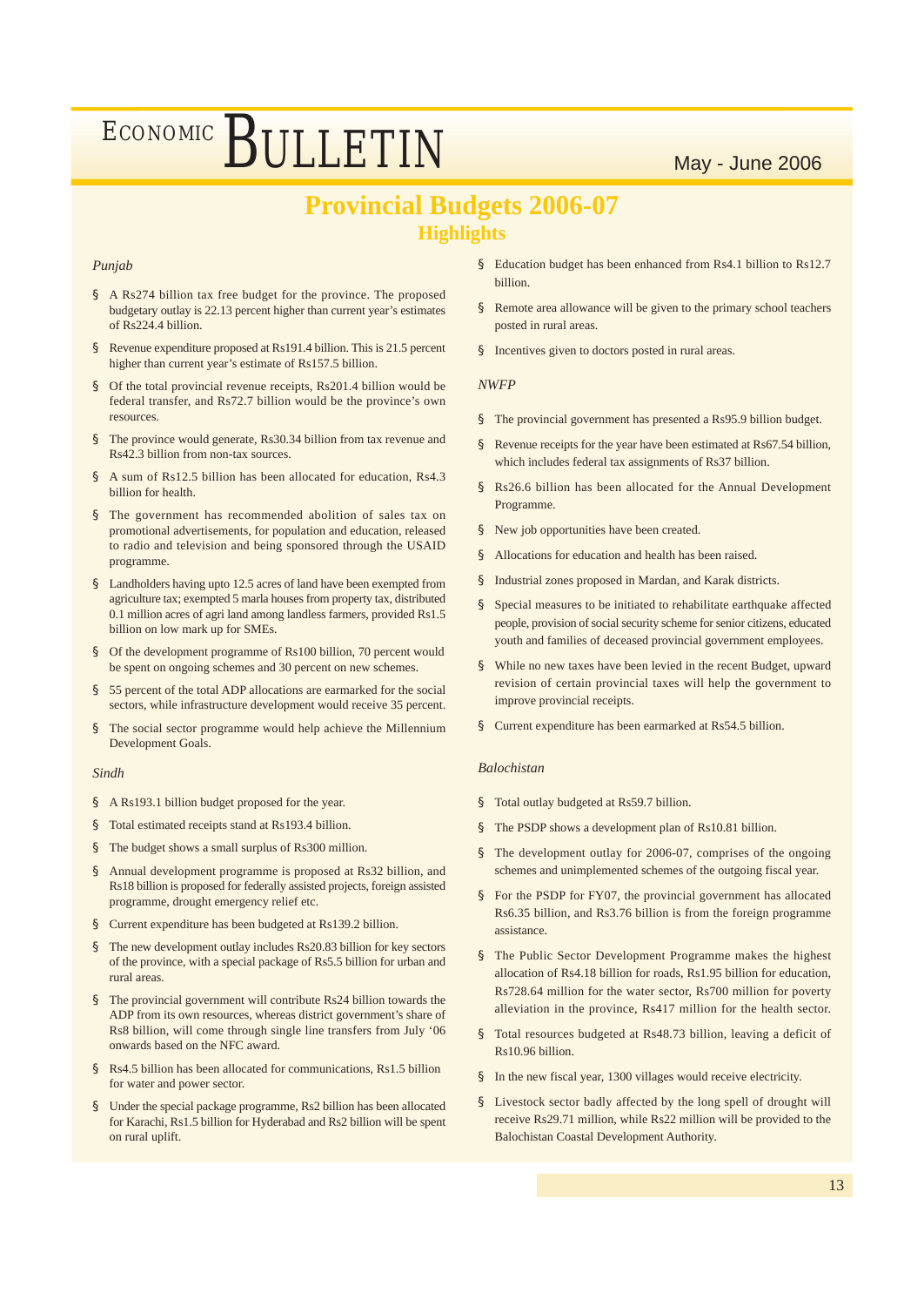# Provincial Budgets 2006-07

## Highlights

*Punjab*

- A Rs274 billion tax free budget for the province. The proposed budgetary outlay is 22.13 percent higher than current year's estimates of Rs224.4 billion.
- Revenue expenditure proposed at Rs191.4 billion. This is 21.5 percent higher than current year's estimate of Rs157.5 billion.
- Of the total provincial revenue receipts, Rs201.4 billion would be federal transfer, and Rs72.7 billion would be the province's own resources.
- The province would generate, Rs30.34 billion from tax revenue and Rs42.3 billion from non-tax sources.
- A sum of Rs12.5 billion has been allocated for education, Rs4.3 billion for health.
- The government has recommended abolition of sales tax on promotional advertisements, for population and education, released to radio and television and being sponsored through the USAID programme.
- Landholders having upto 12.5 acres of land have been exempted from agriculture tax; exempted 5 marla houses from property tax, distributed 0.1 million acres of agri land among landless farmers, provided Rs1.5 billion on low mark up for SMEs.
- Of the development programme of Rs100 billion, 70 percent would be spent on ongoing schemes and 30 percent on new schemes.
- 55 percent of the total ADP allocations are earmarked for the social sectors, while infrastructure development would receive 35 percent.
- The social sector programme would help achieve the Millennium Development Goals.

*Sindh*

- A Rs193.1 billion budget proposed for the year.
- Total estimated receipts stand at Rs193.4 billion.
- The budget shows a small surplus of Rs300 million.
- Annual development programme is proposed at Rs32 billion, and Rs18 billion is proposed for federally assisted projects, foreign assisted programme, drought emergency relief etc.
- Current expenditure has been budgeted at Rs139.2 billion.
- The new development outlay includes Rs20.83 billion for key sectors of the province, with a special package of Rs5.5 billion for urban and rural areas.
- The provincial government will contribute Rs24 billion towards the ADP from its own resources, whereas district government's share of Rs8 billion, will come through single line transfers from July '06 onwards based on the NFC award.
- Rs4.5 billion has been allocated for communications, Rs1.5 billion for water and power sector.
- Under the special package programme, Rs2 billion has been allocated for Karachi, Rs1.5 billion for Hyderabad and Rs2 billion will be spent on rural uplift.
- Education budget has been enhanced from Rs4.1 billion to Rs12.7 billion.
- Remote area allowance will be given to the primary school teachers posted in rural areas.
- Incentives given to doctors posted in rural areas.

*NWFP*

- The provincial government has presented a Rs95.9 billion budget.
- Revenue receipts for the year have been estimated at Rs67.54 billion, which includes federal tax assignments of Rs37 billion.
- Rs26.6 billion has been allocated for the Annual Development Programme.
- New job opportunities have been created.
- Allocations for education and health has been raised.
- Industrial zones proposed in Mardan, and Karak districts.
- Special measures to be initiated to rehabilitate earthquake affected people, provision of social security scheme for senior citizens, educated youth and families of deceased provincial government employees.
- While no new taxes have been levied in the recent Budget, upward revision of certain provincial taxes will help the government to improve provincial receipts.
- Current expenditure has been earmarked at Rs54.5 billion.

*Balochistan*

- Total outlay budgeted at Rs59.7 billion.
- The PSDP shows a development plan of Rs10.81 billion.
- The development outlay for 2006-07, comprises of the ongoing schemes and unimplemented schemes of the outgoing fiscal year.
- For the PSDP for FY07, the provincial government has allocated Rs6.35 billion, and Rs3.76 billion is from the foreign programme assistance.
- The Public Sector Development Programme makes the highest allocation of Rs4.18 billion for roads, Rs1.95 billion for education, Rs728.64 million for the water sector, Rs700 million for poverty alleviation in the province, Rs417 million for the health sector.
- Total resources budgeted at Rs48.73 billion, leaving a deficit of Rs10.96 billion.
- In the new fiscal year, 1300 villages would receive electricity.
- Livestock sector badly affected by the long spell of drought will receive Rs29.71 million, while Rs22 million will be provided to the Balochistan Coastal Development Authority.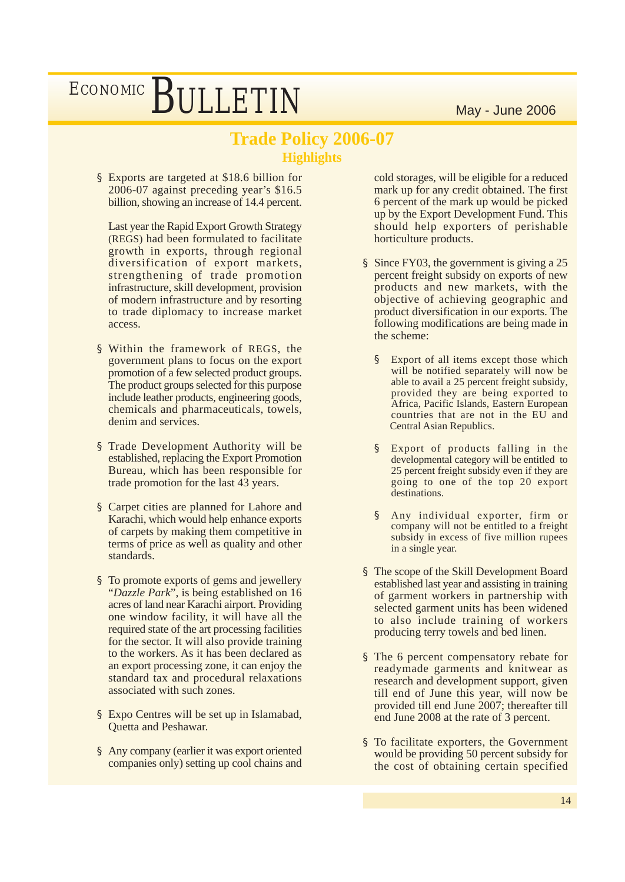# Trade Policy 2006-07

## Highlights

- Exports are targeted at $18.6 billion for 2006-07 against preceding year's $16.5 billion, showing an increase of 14.4 percent.

  Last year the Rapid Export Growth Strategy (REGS) had been formulated to facilitate growth in exports, through regional diversification of export markets, strengthening of trade promotion infrastructure, skill development, provision of modern infrastructure and by resorting to trade diplomacy to increase market access.

- Within the framework of REGS, the government plans to focus on the export promotion of a few selected product groups. The product groups selected for this purpose include leather products, engineering goods, chemicals and pharmaceuticals, towels, denim and services.

- Trade Development Authority will be established, replacing the Export Promotion Bureau, which has been responsible for trade promotion for the last 43 years.

- Carpet cities are planned for Lahore and Karachi, which would help enhance exports of carpets by making them competitive in terms of price as well as quality and other standards.

- To promote exports of gems and jewellery "*Dazzle Park*", is being established on 16 acres of land near Karachi airport. Providing one window facility, it will have all the required state of the art processing facilities for the sector. It will also provide training to the workers. As it has been declared as an export processing zone, it can enjoy the standard tax and procedural relaxations associated with such zones.

- Expo Centres will be set up in Islamabad, Quetta and Peshawar.

- Any company (earlier it was export oriented companies only) setting up cool chains and cold storages, will be eligible for a reduced mark up for any credit obtained. The first 6 percent of the mark up would be picked up by the Export Development Fund. This should help exporters of perishable horticulture products.

- Since FY03, the government is giving a 25 percent freight subsidy on exports of new products and new markets, with the objective of achieving geographic and product diversification in our exports. The following modifications are being made in the scheme:

  - Export of all items except those which will be notified separately will now be able to avail a 25 percent freight subsidy, provided they are being exported to Africa, Pacific Islands, Eastern European countries that are not in the EU and Central Asian Republics.

  - Export of products falling in the developmental category will be entitled to 25 percent freight subsidy even if they are going to one of the top 20 export destinations.

  - Any individual exporter, firm or company will not be entitled to a freight subsidy in excess of five million rupees in a single year.

- The scope of the Skill Development Board established last year and assisting in training of garment workers in partnership with selected garment units has been widened to also include training of workers producing terry towels and bed linen.

- The 6 percent compensatory rebate for readymade garments and knitwear as research and development support, given till end of June this year, will now be provided till end June 2007; thereafter till end June 2008 at the rate of 3 percent.

- To facilitate exporters, the Government would be providing 50 percent subsidy for the cost of obtaining certain specified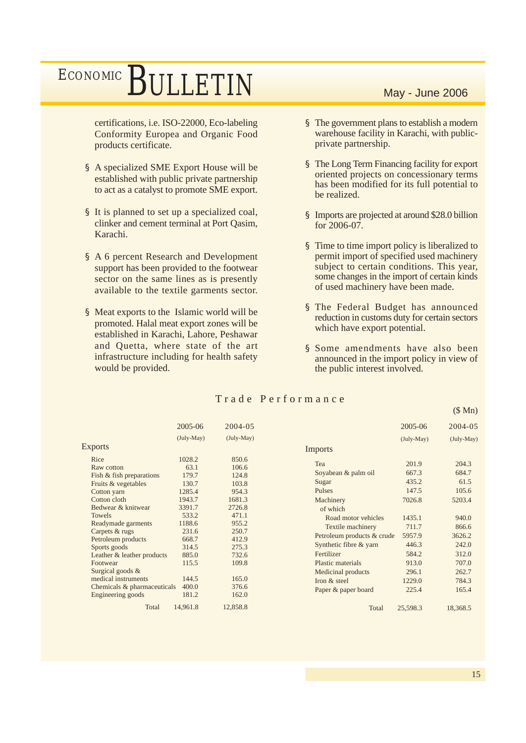certifications, i.e. ISO-22000, Eco-labeling Conformity Europea and Organic Food products certificate.

- § A specialized SME Export House will be established with public private partnership to act as a catalyst to promote SME export.
- § It is planned to set up a specialized coal, clinker and cement terminal at Port Qasim, Karachi.
- § A 6 percent Research and Development support has been provided to the footwear sector on the same lines as is presently available to the textile garments sector.
- § Meat exports to the Islamic world will be promoted. Halal meat export zones will be established in Karachi, Lahore, Peshawar and Quetta, where state of the art infrastructure including for health safety would be provided.
- § The government plans to establish a modern warehouse facility in Karachi, with public-private partnership.
- § The Long Term Financing facility for export oriented projects on concessionary terms has been modified for its full potential to be realized.
- § Imports are projected at around $28.0 billion for 2006-07.
- § Time to time import policy is liberalized to permit import of specified used machinery subject to certain conditions. This year, some changes in the import of certain kinds of used machinery have been made.
- § The Federal Budget has announced reduction in customs duty for certain sectors which have export potential.
- § Some amendments have also been announced in the import policy in view of the public interest involved.

## Trade Performance

($ Mn)

| Exports | 2005-06 (July-May) | 2004-05 (July-May) |
|---|---|---|
| Rice | 1028.2 | 850.6 |
| Raw cotton | 63.1 | 106.6 |
| Fish & fish preparations | 179.7 | 124.8 |
| Fruits & vegetables | 130.7 | 103.8 |
| Cotton yarn | 1285.4 | 954.3 |
| Cotton cloth | 1943.7 | 1681.3 |
| Bedwear & knitwear | 3391.7 | 2726.8 |
| Towels | 533.2 | 471.1 |
| Readymade garments | 1188.6 | 955.2 |
| Carpets & rugs | 231.6 | 250.7 |
| Petroleum products | 668.7 | 412.9 |
| Sports goods | 314.5 | 275.3 |
| Leather & leather products | 885.0 | 732.6 |
| Footwear | 115.5 | 109.8 |
| Surgical goods & medical instruments | 144.5 | 165.0 |
| Chemicals & pharmaceuticals | 400.0 | 376.6 |
| Engineering goods | 181.2 | 162.0 |
| Total | 14,961.8 | 12,858.8 |

| Imports | 2005-06 (July-May) | 2004-05 (July-May) |
|---|---|---|
| Tea | 201.9 | 204.3 |
| Soyabean & palm oil | 667.3 | 684.7 |
| Sugar | 435.2 | 61.5 |
| Pulses | 147.5 | 105.6 |
| Machinery | 7026.8 | 5203.4 |
| of which | | |
| Road motor vehicles | 1435.1 | 940.0 |
| Textile machinery | 711.7 | 866.6 |
| Petroleum products & crude | 5957.9 | 3626.2 |
| Synthetic fibre & yarn | 446.3 | 242.0 |
| Fertilizer | 584.2 | 312.0 |
| Plastic materials | 913.0 | 707.0 |
| Medicinal products | 296.1 | 262.7 |
| Iron & steel | 1229.0 | 784.3 |
| Paper & paper board | 225.4 | 165.4 |
| Total | 25,598.3 | 18,368.5 |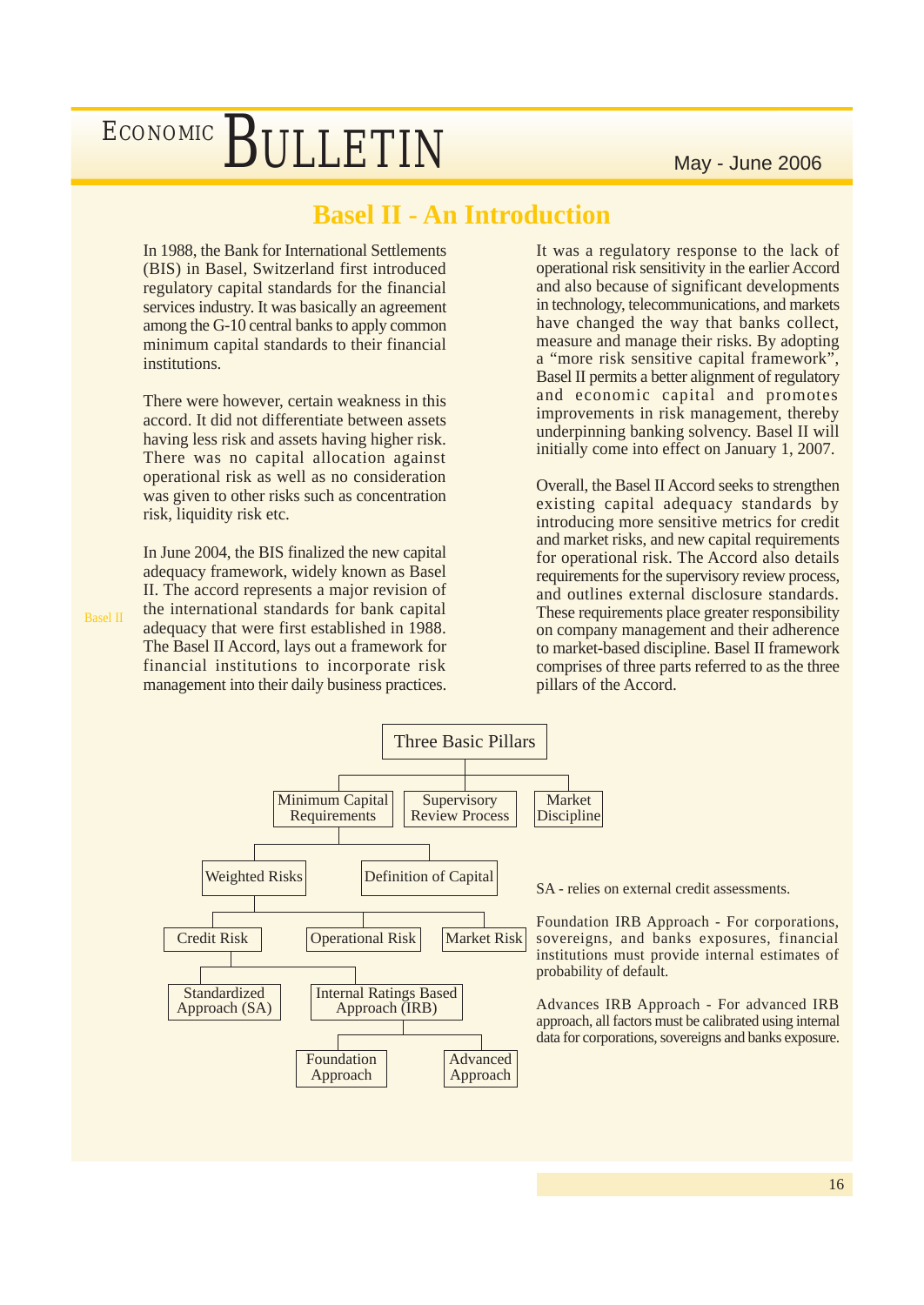# Basel II - An Introduction

In 1988, the Bank for International Settlements (BIS) in Basel, Switzerland first introduced regulatory capital standards for the financial services industry. It was basically an agreement among the G-10 central banks to apply common minimum capital standards to their financial institutions.

There were however, certain weakness in this accord. It did not differentiate between assets having less risk and assets having higher risk. There was no capital allocation against operational risk as well as no consideration was given to other risks such as concentration risk, liquidity risk etc.

Basel II

In June 2004, the BIS finalized the new capital adequacy framework, widely known as Basel II. The accord represents a major revision of the international standards for bank capital adequacy that were first established in 1988. The Basel II Accord, lays out a framework for financial institutions to incorporate risk management into their daily business practices.

It was a regulatory response to the lack of operational risk sensitivity in the earlier Accord and also because of significant developments in technology, telecommunications, and markets have changed the way that banks collect, measure and manage their risks. By adopting a "more risk sensitive capital framework", Basel II permits a better alignment of regulatory and economic capital and promotes improvements in risk management, thereby underpinning banking solvency. Basel II will initially come into effect on January 1, 2007.

Overall, the Basel II Accord seeks to strengthen existing capital adequacy standards by introducing more sensitive metrics for credit and market risks, and new capital requirements for operational risk. The Accord also details requirements for the supervisory review process, and outlines external disclosure standards. These requirements place greater responsibility on company management and their adherence to market-based discipline. Basel II framework comprises of three parts referred to as the three pillars of the Accord.

- Three Basic Pillars
  - Minimum Capital Requirements
    - Weighted Risks
      - Credit Risk
        - Standardized Approach (SA)
        - Internal Ratings Based Approach (IRB)
          - Foundation Approach
          - Advanced Approach
      - Operational Risk
      - Market Risk
    - Definition of Capital
  - Supervisory Review Process
  - Market Discipline

SA - relies on external credit assessments.

Foundation IRB Approach - For corporations, sovereigns, and banks exposures, financial institutions must provide internal estimates of probability of default.

Advances IRB Approach - For advanced IRB approach, all factors must be calibrated using internal data for corporations, sovereigns and banks exposure.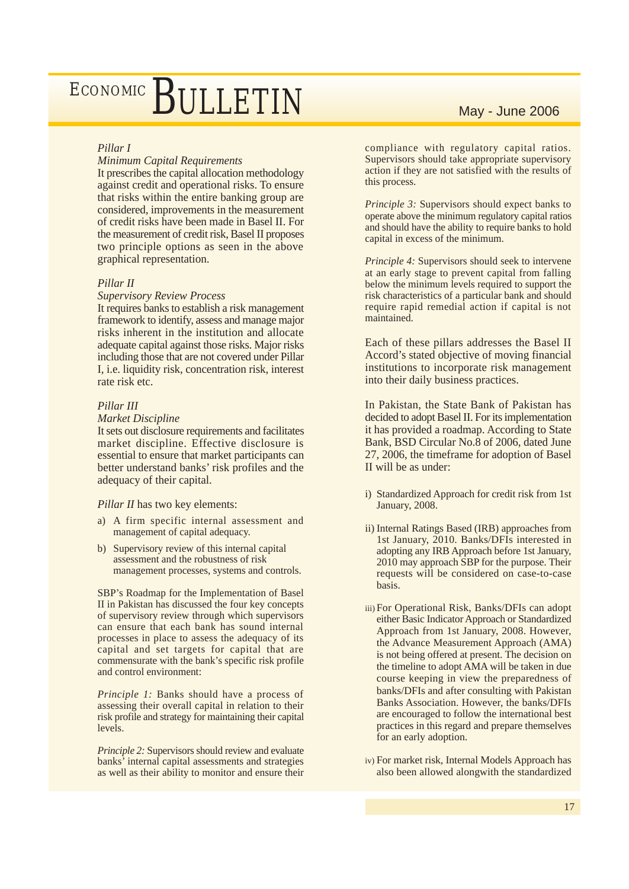*Pillar I*

*Minimum Capital Requirements*

It prescribes the capital allocation methodology against credit and operational risks. To ensure that risks within the entire banking group are considered, improvements in the measurement of credit risks have been made in Basel II. For the measurement of credit risk, Basel II proposes two principle options as seen in the above graphical representation.

*Pillar II*

*Supervisory Review Process*

It requires banks to establish a risk management framework to identify, assess and manage major risks inherent in the institution and allocate adequate capital against those risks. Major risks including those that are not covered under Pillar I, i.e. liquidity risk, concentration risk, interest rate risk etc.

*Pillar III*

*Market Discipline*

It sets out disclosure requirements and facilitates market discipline. Effective disclosure is essential to ensure that market participants can better understand banks' risk profiles and the adequacy of their capital.

*Pillar II* has two key elements:

a) A firm specific internal assessment and management of capital adequacy.

b) Supervisory review of this internal capital assessment and the robustness of risk management processes, systems and controls.

SBP's Roadmap for the Implementation of Basel II in Pakistan has discussed the four key concepts of supervisory review through which supervisors can ensure that each bank has sound internal processes in place to assess the adequacy of its capital and set targets for capital that are commensurate with the bank's specific risk profile and control environment:

*Principle 1:* Banks should have a process of assessing their overall capital in relation to their risk profile and strategy for maintaining their capital levels.

*Principle 2:* Supervisors should review and evaluate banks' internal capital assessments and strategies as well as their ability to monitor and ensure their compliance with regulatory capital ratios. Supervisors should take appropriate supervisory action if they are not satisfied with the results of this process.

*Principle 3:* Supervisors should expect banks to operate above the minimum regulatory capital ratios and should have the ability to require banks to hold capital in excess of the minimum.

*Principle 4:* Supervisors should seek to intervene at an early stage to prevent capital from falling below the minimum levels required to support the risk characteristics of a particular bank and should require rapid remedial action if capital is not maintained.

Each of these pillars addresses the Basel II Accord's stated objective of moving financial institutions to incorporate risk management into their daily business practices.

In Pakistan, the State Bank of Pakistan has decided to adopt Basel II. For its implementation it has provided a roadmap. According to State Bank, BSD Circular No.8 of 2006, dated June 27, 2006, the timeframe for adoption of Basel II will be as under:

i) Standardized Approach for credit risk from 1st January, 2008.

ii) Internal Ratings Based (IRB) approaches from 1st January, 2010. Banks/DFIs interested in adopting any IRB Approach before 1st January, 2010 may approach SBP for the purpose. Their requests will be considered on case-to-case basis.

iii) For Operational Risk, Banks/DFIs can adopt either Basic Indicator Approach or Standardized Approach from 1st January, 2008. However, the Advance Measurement Approach (AMA) is not being offered at present. The decision on the timeline to adopt AMA will be taken in due course keeping in view the preparedness of banks/DFIs and after consulting with Pakistan Banks Association. However, the banks/DFIs are encouraged to follow the international best practices in this regard and prepare themselves for an early adoption.

iv) For market risk, Internal Models Approach has also been allowed alongwith the standardized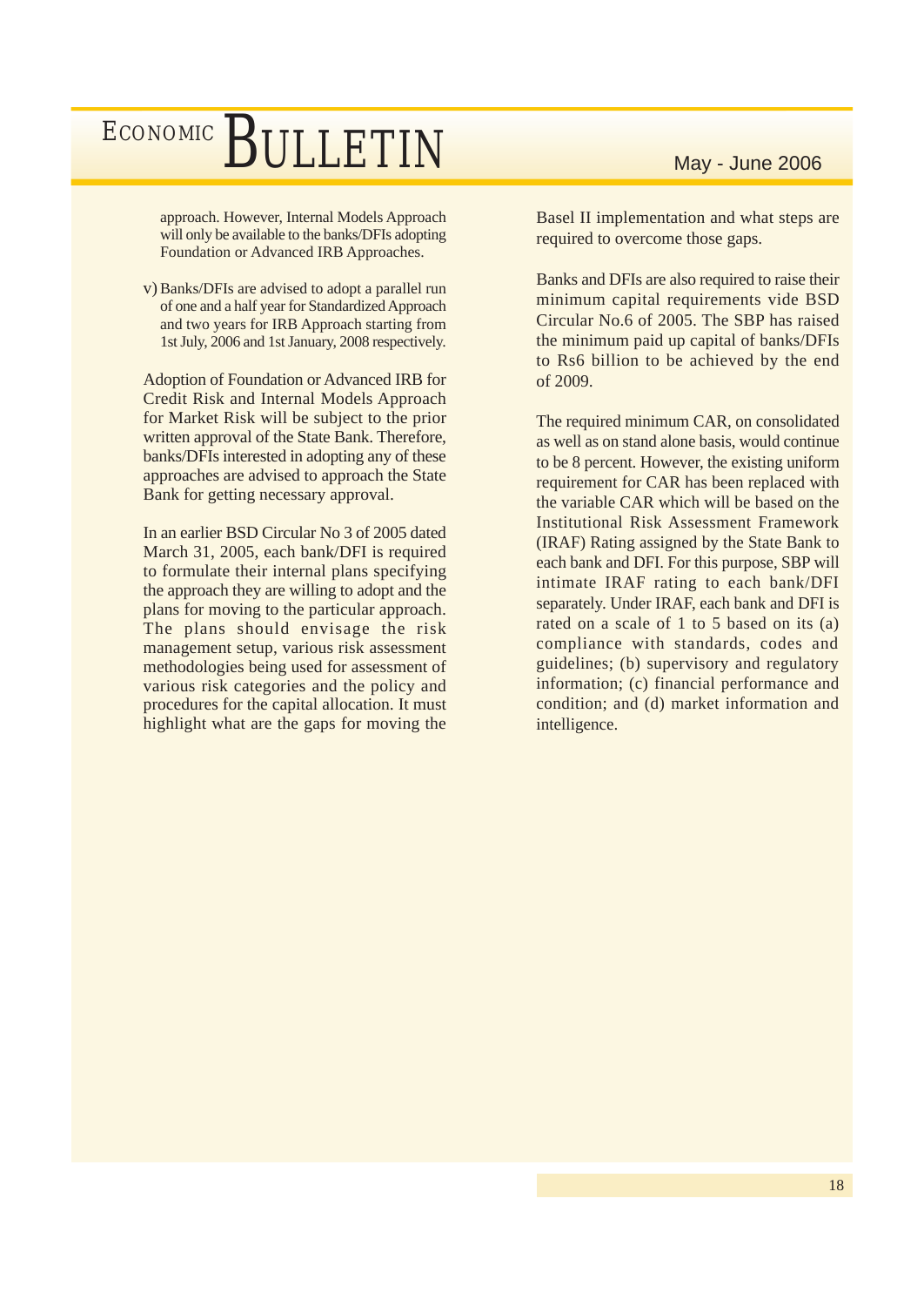approach. However, Internal Models Approach will only be available to the banks/DFIs adopting Foundation or Advanced IRB Approaches.

v) Banks/DFIs are advised to adopt a parallel run of one and a half year for Standardized Approach and two years for IRB Approach starting from 1st July, 2006 and 1st January, 2008 respectively.

Adoption of Foundation or Advanced IRB for Credit Risk and Internal Models Approach for Market Risk will be subject to the prior written approval of the State Bank. Therefore, banks/DFIs interested in adopting any of these approaches are advised to approach the State Bank for getting necessary approval.

In an earlier BSD Circular No 3 of 2005 dated March 31, 2005, each bank/DFI is required to formulate their internal plans specifying the approach they are willing to adopt and the plans for moving to the particular approach. The plans should envisage the risk management setup, various risk assessment methodologies being used for assessment of various risk categories and the policy and procedures for the capital allocation. It must highlight what are the gaps for moving the Basel II implementation and what steps are required to overcome those gaps.

Banks and DFIs are also required to raise their minimum capital requirements vide BSD Circular No.6 of 2005. The SBP has raised the minimum paid up capital of banks/DFIs to Rs6 billion to be achieved by the end of 2009.

The required minimum CAR, on consolidated as well as on stand alone basis, would continue to be 8 percent. However, the existing uniform requirement for CAR has been replaced with the variable CAR which will be based on the Institutional Risk Assessment Framework (IRAF) Rating assigned by the State Bank to each bank and DFI. For this purpose, SBP will intimate IRAF rating to each bank/DFI separately. Under IRAF, each bank and DFI is rated on a scale of 1 to 5 based on its (a) compliance with standards, codes and guidelines; (b) supervisory and regulatory information; (c) financial performance and condition; and (d) market information and intelligence.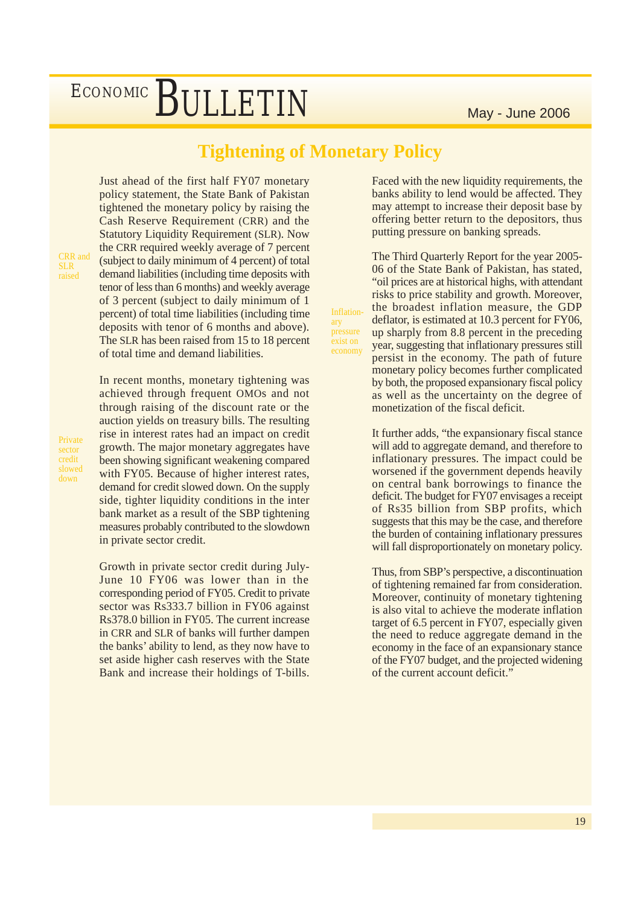# Tightening of Monetary Policy

CRR and SLR raised

Just ahead of the first half FY07 monetary policy statement, the State Bank of Pakistan tightened the monetary policy by raising the Cash Reserve Requirement (CRR) and the Statutory Liquidity Requirement (SLR). Now the CRR required weekly average of 7 percent (subject to daily minimum of 4 percent) of total demand liabilities (including time deposits with tenor of less than 6 months) and weekly average of 3 percent (subject to daily minimum of 1 percent) of total time liabilities (including time deposits with tenor of 6 months and above). The SLR has been raised from 15 to 18 percent of total time and demand liabilities.

Private sector credit slowed down

In recent months, monetary tightening was achieved through frequent OMOs and not through raising of the discount rate or the auction yields on treasury bills. The resulting rise in interest rates had an impact on credit growth. The major monetary aggregates have been showing significant weakening compared with FY05. Because of higher interest rates, demand for credit slowed down. On the supply side, tighter liquidity conditions in the inter bank market as a result of the SBP tightening measures probably contributed to the slowdown in private sector credit.

Growth in private sector credit during July-June 10 FY06 was lower than in the corresponding period of FY05. Credit to private sector was Rs333.7 billion in FY06 against Rs378.0 billion in FY05. The current increase in CRR and SLR of banks will further dampen the banks' ability to lend, as they now have to set aside higher cash reserves with the State Bank and increase their holdings of T-bills.

Faced with the new liquidity requirements, the banks ability to lend would be affected. They may attempt to increase their deposit base by offering better return to the depositors, thus putting pressure on banking spreads.

Inflationary pressure exist on economy

The Third Quarterly Report for the year 2005-06 of the State Bank of Pakistan, has stated, "oil prices are at historical highs, with attendant risks to price stability and growth. Moreover, the broadest inflation measure, the GDP deflator, is estimated at 10.3 percent for FY06, up sharply from 8.8 percent in the preceding year, suggesting that inflationary pressures still persist in the economy. The path of future monetary policy becomes further complicated by both, the proposed expansionary fiscal policy as well as the uncertainty on the degree of monetization of the fiscal deficit.

It further adds, "the expansionary fiscal stance will add to aggregate demand, and therefore to inflationary pressures. The impact could be worsened if the government depends heavily on central bank borrowings to finance the deficit. The budget for FY07 envisages a receipt of Rs35 billion from SBP profits, which suggests that this may be the case, and therefore the burden of containing inflationary pressures will fall disproportionately on monetary policy.

Thus, from SBP's perspective, a discontinuation of tightening remained far from consideration. Moreover, continuity of monetary tightening is also vital to achieve the moderate inflation target of 6.5 percent in FY07, especially given the need to reduce aggregate demand in the economy in the face of an expansionary stance of the FY07 budget, and the projected widening of the current account deficit."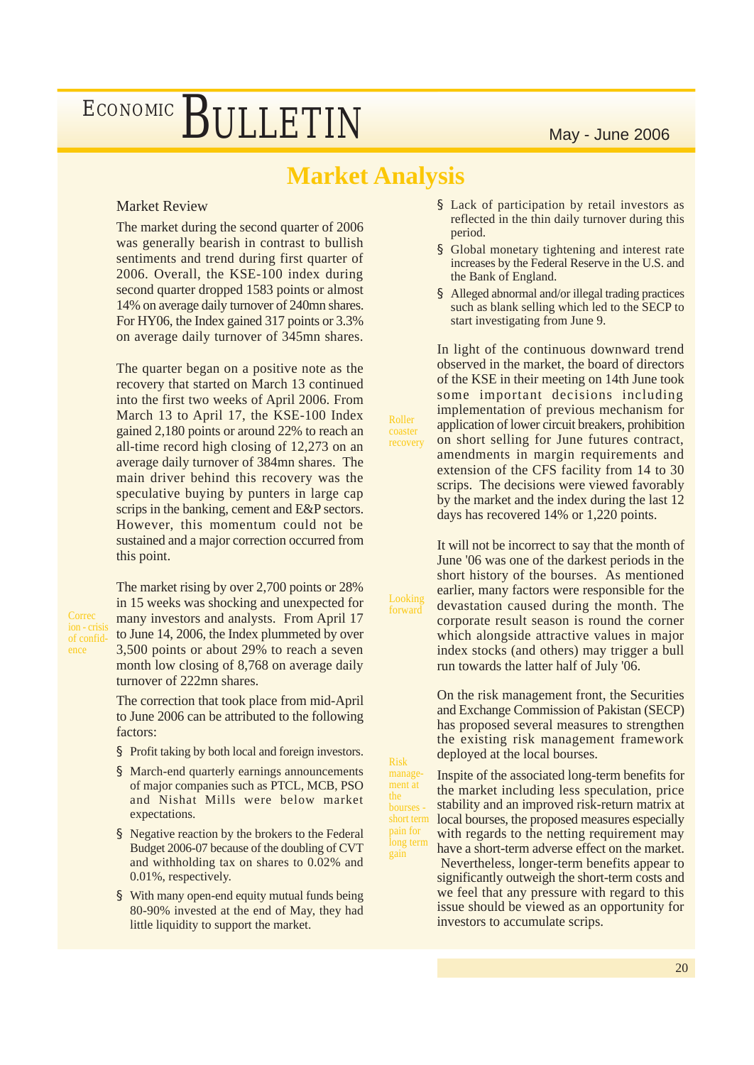# Market Analysis

## Market Review

The market during the second quarter of 2006 was generally bearish in contrast to bullish sentiments and trend during first quarter of 2006. Overall, the KSE-100 index during second quarter dropped 1583 points or almost 14% on average daily turnover of 240mn shares. For HY06, the Index gained 317 points or 3.3% on average daily turnover of 345mn shares.

*Roller coaster recovery*

The quarter began on a positive note as the recovery that started on March 13 continued into the first two weeks of April 2006. From March 13 to April 17, the KSE-100 Index gained 2,180 points or around 22% to reach an all-time record high closing of 12,273 on an average daily turnover of 384mn shares. The main driver behind this recovery was the speculative buying by punters in large cap scrips in the banking, cement and E&P sectors. However, this momentum could not be sustained and a major correction occurred from this point.

*Correction - crisis of confidence*

The market rising by over 2,700 points or 28% in 15 weeks was shocking and unexpected for many investors and analysts. From April 17 to June 14, 2006, the Index plummeted by over 3,500 points or about 29% to reach a seven month low closing of 8,768 on average daily turnover of 222mn shares.

The correction that took place from mid-April to June 2006 can be attributed to the following factors:

- Profit taking by both local and foreign investors.
- March-end quarterly earnings announcements of major companies such as PTCL, MCB, PSO and Nishat Mills were below market expectations.
- Negative reaction by the brokers to the Federal Budget 2006-07 because of the doubling of CVT and withholding tax on shares to 0.02% and 0.01%, respectively.
- With many open-end equity mutual funds being 80-90% invested at the end of May, they had little liquidity to support the market.
- Lack of participation by retail investors as reflected in the thin daily turnover during this period.
- Global monetary tightening and interest rate increases by the Federal Reserve in the U.S. and the Bank of England.
- Alleged abnormal and/or illegal trading practices such as blank selling which led to the SECP to start investigating from June 9.

In light of the continuous downward trend observed in the market, the board of directors of the KSE in their meeting on 14th June took some important decisions including implementation of previous mechanism for application of lower circuit breakers, prohibition on short selling for June futures contract, amendments in margin requirements and extension of the CFS facility from 14 to 30 scrips. The decisions were viewed favorably by the market and the index during the last 12 days has recovered 14% or 1,220 points.

*Looking forward*

It will not be incorrect to say that the month of June '06 was one of the darkest periods in the short history of the bourses. As mentioned earlier, many factors were responsible for the devastation caused during the month. The corporate result season is round the corner which alongside attractive values in major index stocks (and others) may trigger a bull run towards the latter half of July '06.

*Risk management at the bourses - short term pain for long term gain*

On the risk management front, the Securities and Exchange Commission of Pakistan (SECP) has proposed several measures to strengthen the existing risk management framework deployed at the local bourses.

Inspite of the associated long-term benefits for the market including less speculation, price stability and an improved risk-return matrix at local bourses, the proposed measures especially with regards to the netting requirement may have a short-term adverse effect on the market. Nevertheless, longer-term benefits appear to significantly outweigh the short-term costs and we feel that any pressure with regard to this issue should be viewed as an opportunity for investors to accumulate scrips.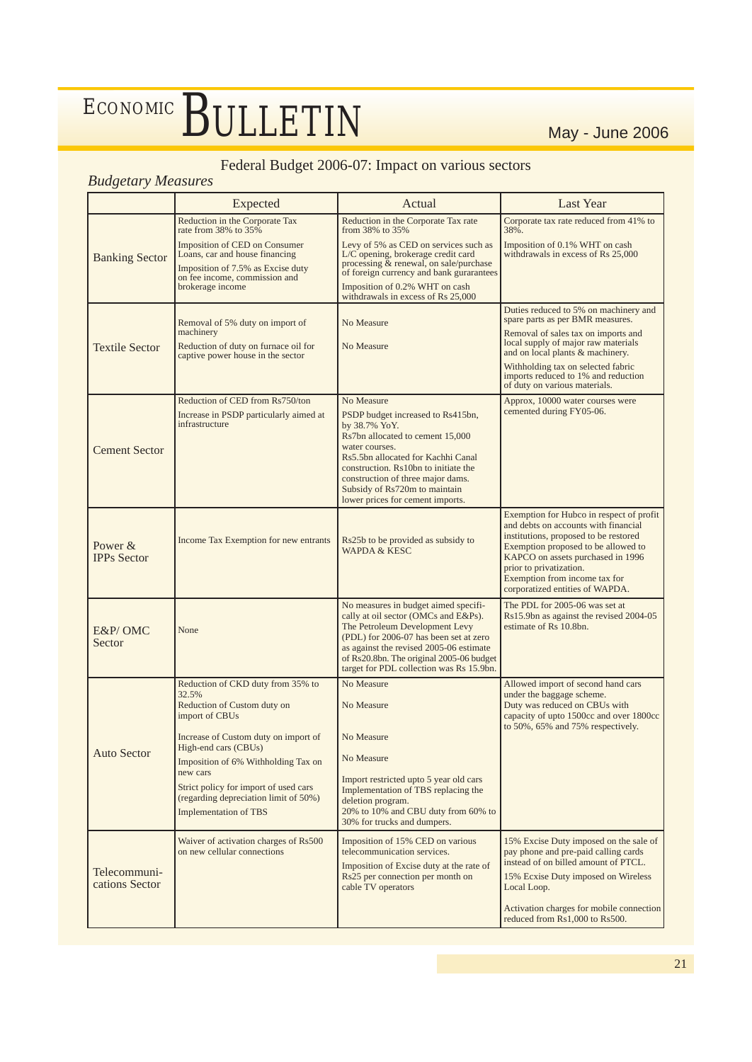## Federal Budget 2006-07: Impact on various sectors

*Budgetary Measures*

| | Expected | Actual | Last Year |
|---|---|---|---|
| Banking Sector | Reduction in the Corporate Tax rate from 38% to 35%<br>Imposition of CED on Consumer Loans, car and house financing<br>Imposition of 7.5% as Excise duty on fee income, commission and brokerage income | Reduction in the Corporate Tax rate from 38% to 35%<br>Levy of 5% as CED on services such as L/C opening, brokerage credit card processing & renewal, on sale/purchase of foreign currency and bank gurarantees<br>Imposition of 0.2% WHT on cash withdrawals in excess of Rs 25,000 | Corporate tax rate reduced from 41% to 38%.<br>Imposition of 0.1% WHT on cash withdrawals in excess of Rs 25,000 |
| Textile Sector | Removal of 5% duty on import of machinery<br>Reduction of duty on furnace oil for captive power house in the sector | No Measure<br>No Measure | Duties reduced to 5% on machinery and spare parts as per BMR measures.<br>Removal of sales tax on imports and local supply of major raw materials and on local plants & machinery.<br>Withholding tax on selected fabric imports reduced to 1% and reduction of duty on various materials. |
| Cement Sector | Reduction of CED from Rs750/ton<br>Increase in PSDP particularly aimed at infrastructure | No Measure<br>PSDP budget increased to Rs415bn, by 38.7% YoY.<br>Rs7bn allocated to cement 15,000 water courses.<br>Rs5.5bn allocated for Kachhi Canal construction. Rs10bn to initiate the construction of three major dams.<br>Subsidy of Rs720m to maintain lower prices for cement imports. | Approx, 10000 water courses were cemented during FY05-06. |
| Power & IPPs Sector | Income Tax Exemption for new entrants | Rs25b to be provided as subsidy to WAPDA & KESC | Exemption for Hubco in respect of profit and debts on accounts with financial institutions, proposed to be restored<br>Exemption proposed to be allowed to KAPCO on assets purchased in 1996 prior to privatization.<br>Exemption from income tax for corporatized entities of WAPDA. |
| E&P/ OMC Sector | None | No measures in budget aimed specifically at oil sector (OMCs and E&Ps). The Petroleum Development Levy (PDL) for 2006-07 has been set at zero as against the revised 2005-06 estimate of Rs20.8bn. The original 2005-06 budget target for PDL collection was Rs 15.9bn. | The PDL for 2005-06 was set at Rs15.9bn as against the revised 2004-05 estimate of Rs 10.8bn. |
| Auto Sector | Reduction of CKD duty from 35% to 32.5%<br>Reduction of Custom duty on import of CBUs<br>Increase of Custom duty on import of High-end cars (CBUs)<br>Imposition of 6% Withholding Tax on new cars<br>Strict policy for import of used cars (regarding depreciation limit of 50%)<br>Implementation of TBS | No Measure<br>No Measure<br>No Measure<br>No Measure<br>Import restricted upto 5 year old cars<br>Implementation of TBS replacing the deletion program.<br>20% to 10% and CBU duty from 60% to 30% for trucks and dumpers. | Allowed import of second hand cars under the baggage scheme.<br>Duty was reduced on CBUs with capacity of upto 1500cc and over 1800cc to 50%, 65% and 75% respectively. |
| Telecommunications Sector | Waiver of activation charges of Rs500 on new cellular connections | Imposition of 15% CED on various telecommunication services.<br>Imposition of Excise duty at the rate of Rs25 per connection per month on cable TV operators | 15% Excise Duty imposed on the sale of pay phone and pre-paid calling cards instead of on billed amount of PTCL.<br>15% Ecxise Duty imposed on Wireless Local Loop.<br>Activation charges for mobile connection reduced from Rs1,000 to Rs500. |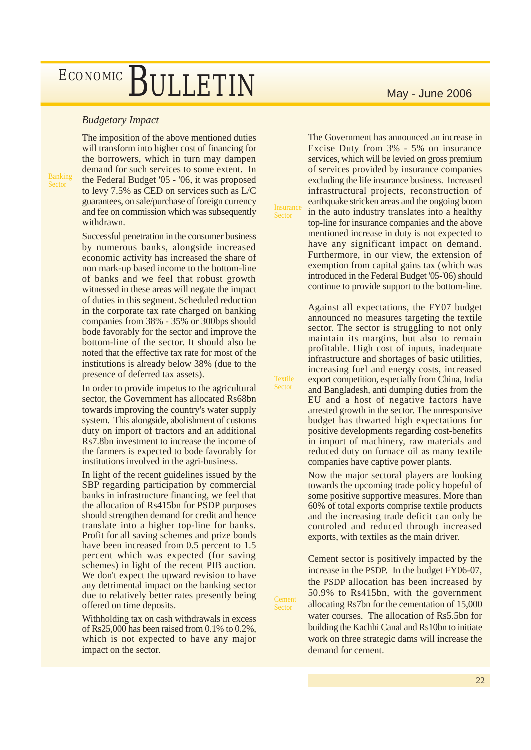*Budgetary Impact*

**Banking Sector**

The imposition of the above mentioned duties will transform into higher cost of financing for the borrowers, which in turn may dampen demand for such services to some extent. In the Federal Budget '05 - '06, it was proposed to levy 7.5% as CED on services such as L/C guarantees, on sale/purchase of foreign currency and fee on commission which was subsequently withdrawn.

Successful penetration in the consumer business by numerous banks, alongside increased economic activity has increased the share of non mark-up based income to the bottom-line of banks and we feel that robust growth witnessed in these areas will negate the impact of duties in this segment. Scheduled reduction in the corporate tax rate charged on banking companies from 38% - 35% or 300bps should bode favorably for the sector and improve the bottom-line of the sector. It should also be noted that the effective tax rate for most of the institutions is already below 38% (due to the presence of deferred tax assets).

In order to provide impetus to the agricultural sector, the Government has allocated Rs68bn towards improving the country's water supply system. This alongside, abolishment of customs duty on import of tractors and an additional Rs7.8bn investment to increase the income of the farmers is expected to bode favorably for institutions involved in the agri-business.

In light of the recent guidelines issued by the SBP regarding participation by commercial banks in infrastructure financing, we feel that the allocation of Rs415bn for PSDP purposes should strengthen demand for credit and hence translate into a higher top-line for banks. Profit for all saving schemes and prize bonds have been increased from 0.5 percent to 1.5 percent which was expected (for saving schemes) in light of the recent PIB auction. We don't expect the upward revision to have any detrimental impact on the banking sector due to relatively better rates presently being offered on time deposits.

Withholding tax on cash withdrawals in excess of Rs25,000 has been raised from 0.1% to 0.2%, which is not expected to have any major impact on the sector.

**Insurance Sector**

The Government has announced an increase in Excise Duty from 3% - 5% on insurance services, which will be levied on gross premium of services provided by insurance companies excluding the life insurance business. Increased infrastructural projects, reconstruction of earthquake stricken areas and the ongoing boom in the auto industry translates into a healthy top-line for insurance companies and the above mentioned increase in duty is not expected to have any significant impact on demand. Furthermore, in our view, the extension of exemption from capital gains tax (which was introduced in the Federal Budget '05-'06) should continue to provide support to the bottom-line.

**Textile Sector**

Against all expectations, the FY07 budget announced no measures targeting the textile sector. The sector is struggling to not only maintain its margins, but also to remain profitable. High cost of inputs, inadequate infrastructure and shortages of basic utilities, increasing fuel and energy costs, increased export competition, especially from China, India and Bangladesh, anti dumping duties from the EU and a host of negative factors have arrested growth in the sector. The unresponsive budget has thwarted high expectations for positive developments regarding cost-benefits in import of machinery, raw materials and reduced duty on furnace oil as many textile companies have captive power plants.

Now the major sectoral players are looking towards the upcoming trade policy hopeful of some positive supportive measures. More than 60% of total exports comprise textile products and the increasing trade deficit can only be controled and reduced through increased exports, with textiles as the main driver.

**Cement Sector**

Cement sector is positively impacted by the increase in the PSDP. In the budget FY06-07, the PSDP allocation has been increased by 50.9% to Rs415bn, with the government allocating Rs7bn for the cementation of 15,000 water courses. The allocation of Rs5.5bn for building the Kachhi Canal and Rs10bn to initiate work on three strategic dams will increase the demand for cement.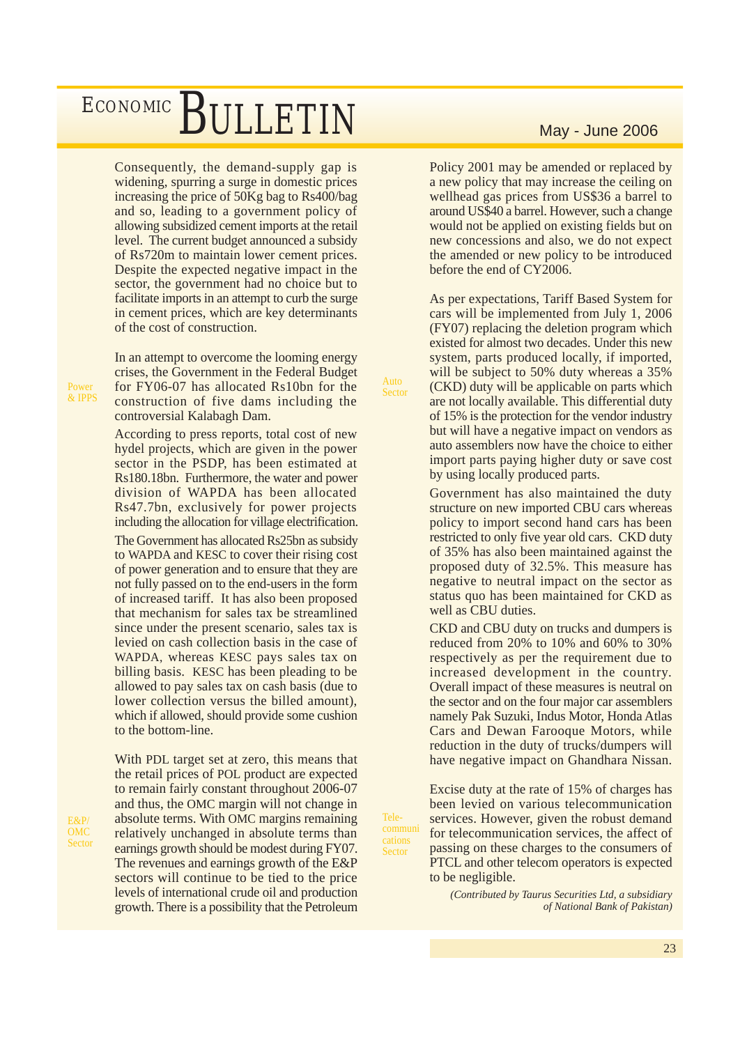Consequently, the demand-supply gap is widening, spurring a surge in domestic prices increasing the price of 50Kg bag to Rs400/bag and so, leading to a government policy of allowing subsidized cement imports at the retail level. The current budget announced a subsidy of Rs720m to maintain lower cement prices. Despite the expected negative impact in the sector, the government had no choice but to facilitate imports in an attempt to curb the surge in cement prices, which are key determinants of the cost of construction.

**Power & IPPS**

In an attempt to overcome the looming energy crises, the Government in the Federal Budget for FY06-07 has allocated Rs10bn for the construction of five dams including the controversial Kalabagh Dam.

According to press reports, total cost of new hydel projects, which are given in the power sector in the PSDP, has been estimated at Rs180.18bn. Furthermore, the water and power division of WAPDA has been allocated Rs47.7bn, exclusively for power projects including the allocation for village electrification.

The Government has allocated Rs25bn as subsidy to WAPDA and KESC to cover their rising cost of power generation and to ensure that they are not fully passed on to the end-users in the form of increased tariff. It has also been proposed that mechanism for sales tax be streamlined since under the present scenario, sales tax is levied on cash collection basis in the case of WAPDA, whereas KESC pays sales tax on billing basis. KESC has been pleading to be allowed to pay sales tax on cash basis (due to lower collection versus the billed amount), which if allowed, should provide some cushion to the bottom-line.

**E&P/ OMC Sector**

With PDL target set at zero, this means that the retail prices of POL product are expected to remain fairly constant throughout 2006-07 and thus, the OMC margin will not change in absolute terms. With OMC margins remaining relatively unchanged in absolute terms than earnings growth should be modest during FY07. The revenues and earnings growth of the E&P sectors will continue to be tied to the price levels of international crude oil and production growth. There is a possibility that the Petroleum Policy 2001 may be amended or replaced by a new policy that may increase the ceiling on wellhead gas prices from US$36 a barrel to around US$40 a barrel. However, such a change would not be applied on existing fields but on new concessions and also, we do not expect the amended or new policy to be introduced before the end of CY2006.

**Auto Sector**

As per expectations, Tariff Based System for cars will be implemented from July 1, 2006 (FY07) replacing the deletion program which existed for almost two decades. Under this new system, parts produced locally, if imported, will be subject to 50% duty whereas a 35% (CKD) duty will be applicable on parts which are not locally available. This differential duty of 15% is the protection for the vendor industry but will have a negative impact on vendors as auto assemblers now have the choice to either import parts paying higher duty or save cost by using locally produced parts.

Government has also maintained the duty structure on new imported CBU cars whereas policy to import second hand cars has been restricted to only five year old cars. CKD duty of 35% has also been maintained against the proposed duty of 32.5%. This measure has negative to neutral impact on the sector as status quo has been maintained for CKD as well as CBU duties.

CKD and CBU duty on trucks and dumpers is reduced from 20% to 10% and 60% to 30% respectively as per the requirement due to increased development in the country. Overall impact of these measures is neutral on the sector and on the four major car assemblers namely Pak Suzuki, Indus Motor, Honda Atlas Cars and Dewan Farooque Motors, while reduction in the duty of trucks/dumpers will have negative impact on Ghandhara Nissan.

**Telecommunications Sector**

Excise duty at the rate of 15% of charges has been levied on various telecommunication services. However, given the robust demand for telecommunication services, the affect of passing on these charges to the consumers of PTCL and other telecom operators is expected to be negligible.

*(Contributed by Taurus Securities Ltd, a subsidiary of National Bank of Pakistan)*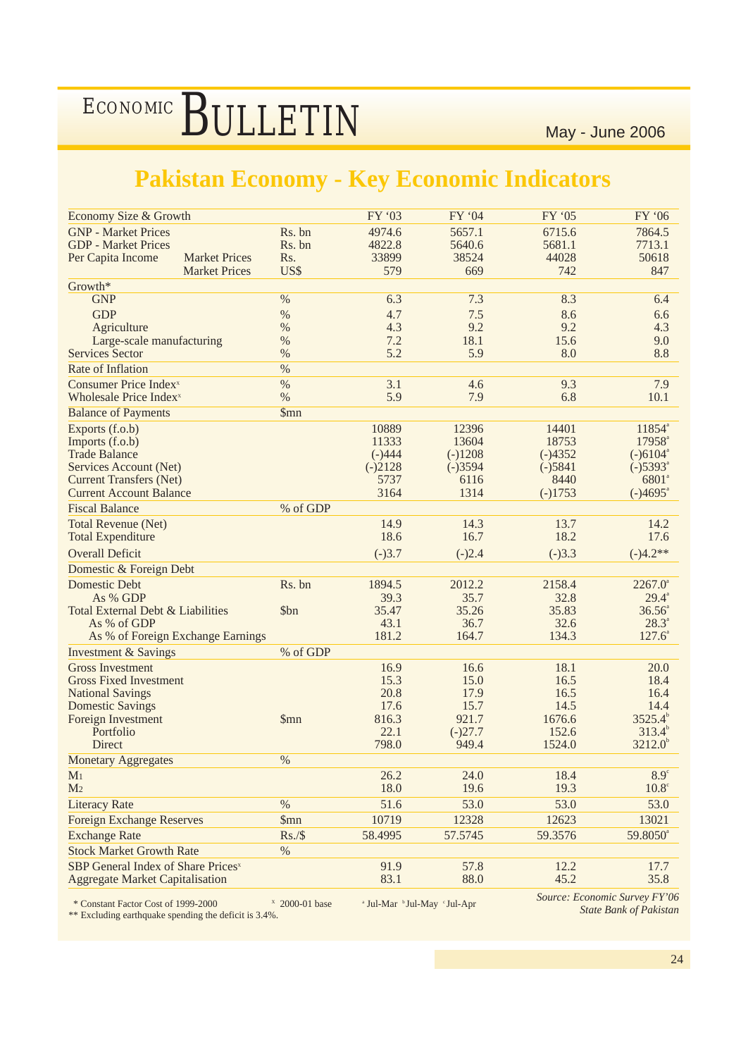# ECONOMIC BULLETIN

May - June 2006

## Pakistan Economy - Key Economic Indicators

| Economy Size & Growth | | | FY '03 | FY '04 | FY '05 | FY '06 |
|---|---|---|---|---|---|---|
| GNP - Market Prices | | Rs. bn | 4974.6 | 5657.1 | 6715.6 | 7864.5 |
| GDP - Market Prices | | Rs. bn | 4822.8 | 5640.6 | 5681.1 | 7713.1 |
| Per Capita Income | Market Prices | Rs. | 33899 | 38524 | 44028 | 50618 |
| | Market Prices | US$ | 579 | 669 | 742 | 847 |
| Growth* | | | | | | |
| GNP | | % | 6.3 | 7.3 | 8.3 | 6.4 |
| GDP | | % | 4.7 | 7.5 | 8.6 | 6.6 |
| Agriculture | | % | 4.3 | 9.2 | 9.2 | 4.3 |
| Large-scale manufacturing | | % | 7.2 | 18.1 | 15.6 | 9.0 |
| Services Sector | | % | 5.2 | 5.9 | 8.0 | 8.8 |
| Rate of Inflation | | % | | | | |
| Consumer Price Index[x] | | % | 3.1 | 4.6 | 9.3 | 7.9 |
| Wholesale Price Index[x] | | % | 5.9 | 7.9 | 6.8 | 10.1 |
| Balance of Payments | | $mn | | | | |
| Exports (f.o.b) | | | 10889 | 12396 | 14401 | 11854[a] |
| Imports (f.o.b) | | | 11333 | 13604 | 18753 | 17958[a] |
| Trade Balance | | | (-)444 | (-)1208 | (-)4352 | (-)6104[a] |
| Services Account (Net) | | | (-)2128 | (-)3594 | (-)5841 | (-)5393[a] |
| Current Transfers (Net) | | | 5737 | 6116 | 8440 | 6801[a] |
| Current Account Balance | | | 3164 | 1314 | (-)1753 | (-)4695[a] |
| Fiscal Balance | | % of GDP | | | | |
| Total Revenue (Net) | | | 14.9 | 14.3 | 13.7 | 14.2 |
| Total Expenditure | | | 18.6 | 16.7 | 18.2 | 17.6 |
| Overall Deficit | | | (-)3.7 | (-)2.4 | (-)3.3 | (-)4.2** |
| Domestic & Foreign Debt | | | | | | |
| Domestic Debt | | Rs. bn | 1894.5 | 2012.2 | 2158.4 | 2267.0[a] |
| As % GDP | | | 39.3 | 35.7 | 32.8 | 29.4[a] |
| Total External Debt & Liabilities | | $bn | 35.47 | 35.26 | 35.83 | 36.56[a] |
| As % of GDP | | | 43.1 | 36.7 | 32.6 | 28.3[a] |
| As % of Foreign Exchange Earnings | | | 181.2 | 164.7 | 134.3 | 127.6[a] |
| Investment & Savings | | % of GDP | | | | |
| Gross Investment | | | 16.9 | 16.6 | 18.1 | 20.0 |
| Gross Fixed Investment | | | 15.3 | 15.0 | 16.5 | 18.4 |
| National Savings | | | 20.8 | 17.9 | 16.5 | 16.4 |
| Domestic Savings | | | 17.6 | 15.7 | 14.5 | 14.4 |
| Foreign Investment | | $mn | 816.3 | 921.7 | 1676.6 | 3525.4[b] |
| Portfolio | | | 22.1 | (-)27.7 | 152.6 | 313.4[b] |
| Direct | | | 798.0 | 949.4 | 1524.0 | 3212.0[b] |
| Monetary Aggregates | | % | | | | |
| $M_1$ | | | 26.2 | 24.0 | 18.4 | 8.9[c] |
| $M_2$ | | | 18.0 | 19.6 | 19.3 | 10.8[c] |
| Literacy Rate | | % | 51.6 | 53.0 | 53.0 | 53.0 |
| Foreign Exchange Reserves | | $mn | 10719 | 12328 | 12623 | 13021 |
| Exchange Rate | | Rs./$ | 58.4995 | 57.5745 | 59.3576 | 59.8050[a] |
| Stock Market Growth Rate | | % | | | | |
| SBP General Index of Share Prices[x] | | | 91.9 | 57.8 | 12.2 | 17.7 |
| Aggregate Market Capitalisation | | | 83.1 | 88.0 | 45.2 | 35.8 |

\* Constant Factor Cost of 1999-2000 [x] 2000-01 base [a] Jul-Mar [b] Jul-May [c] Jul-Apr

** Excluding earthquake spending the deficit is 3.4%.

*Source: Economic Survey FY'06*
*State Bank of Pakistan*